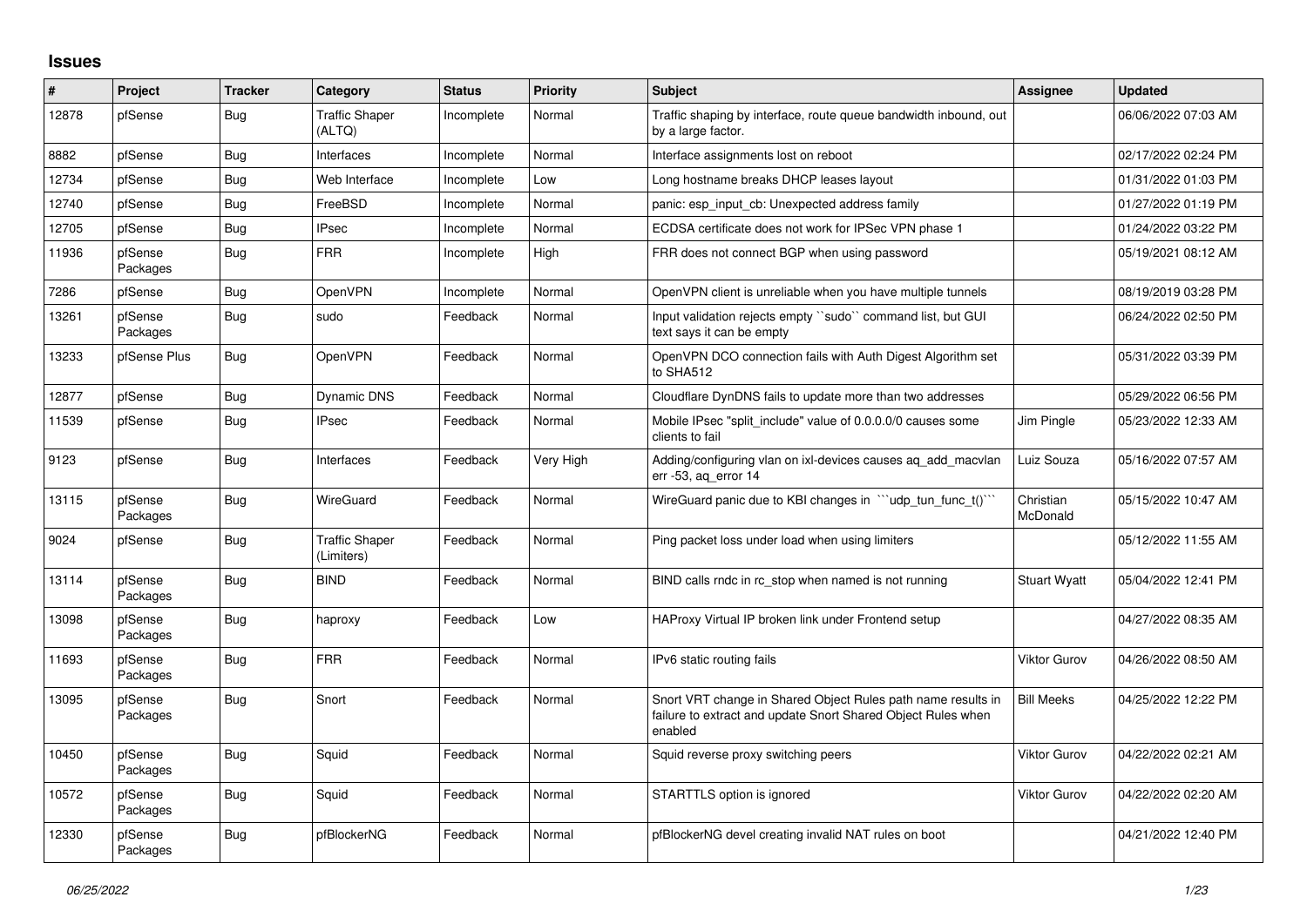## Issues

| # | Project | Tracker | Category | Status | Priority | Subject | Assignee | Updated |
|---|---|---|---|---|---|---|---|---|
| 12878 | pfSense | Bug | Traffic Shaper (ALTQ) | Incomplete | Normal | Traffic shaping by interface, route queue bandwidth inbound, out by a large factor. | | 06/06/2022 07:03 AM |
| 8882 | pfSense | Bug | Interfaces | Incomplete | Normal | Interface assignments lost on reboot | | 02/17/2022 02:24 PM |
| 12734 | pfSense | Bug | Web Interface | Incomplete | Low | Long hostname breaks DHCP leases layout | | 01/31/2022 01:03 PM |
| 12740 | pfSense | Bug | FreeBSD | Incomplete | Normal | panic: esp_input_cb: Unexpected address family | | 01/27/2022 01:19 PM |
| 12705 | pfSense | Bug | IPsec | Incomplete | Normal | ECDSA certificate does not work for IPSec VPN phase 1 | | 01/24/2022 03:22 PM |
| 11936 | pfSense Packages | Bug | FRR | Incomplete | High | FRR does not connect BGP when using password | | 05/19/2021 08:12 AM |
| 7286 | pfSense | Bug | OpenVPN | Incomplete | Normal | OpenVPN client is unreliable when you have multiple tunnels | | 08/19/2019 03:28 PM |
| 13261 | pfSense Packages | Bug | sudo | Feedback | Normal | Input validation rejects empty ``sudo`` command list, but GUI text says it can be empty | | 06/24/2022 02:50 PM |
| 13233 | pfSense Plus | Bug | OpenVPN | Feedback | Normal | OpenVPN DCO connection fails with Auth Digest Algorithm set to SHA512 | | 05/31/2022 03:39 PM |
| 12877 | pfSense | Bug | Dynamic DNS | Feedback | Normal | Cloudflare DynDNS fails to update more than two addresses | | 05/29/2022 06:56 PM |
| 11539 | pfSense | Bug | IPsec | Feedback | Normal | Mobile IPsec "split_include" value of 0.0.0.0/0 causes some clients to fail | Jim Pingle | 05/23/2022 12:33 AM |
| 9123 | pfSense | Bug | Interfaces | Feedback | Very High | Adding/configuring vlan on ixl-devices causes aq_add_macvlan err -53, aq_error 14 | Luiz Souza | 05/16/2022 07:57 AM |
| 13115 | pfSense Packages | Bug | WireGuard | Feedback | Normal | WireGuard panic due to KBI changes in ```udp_tun_func_t()``` | Christian McDonald | 05/15/2022 10:47 AM |
| 9024 | pfSense | Bug | Traffic Shaper (Limiters) | Feedback | Normal | Ping packet loss under load when using limiters | | 05/12/2022 11:55 AM |
| 13114 | pfSense Packages | Bug | BIND | Feedback | Normal | BIND calls rndc in rc_stop when named is not running | Stuart Wyatt | 05/04/2022 12:41 PM |
| 13098 | pfSense Packages | Bug | haproxy | Feedback | Low | HAProxy Virtual IP broken link under Frontend setup | | 04/27/2022 08:35 AM |
| 11693 | pfSense Packages | Bug | FRR | Feedback | Normal | IPv6 static routing fails | Viktor Gurov | 04/26/2022 08:50 AM |
| 13095 | pfSense Packages | Bug | Snort | Feedback | Normal | Snort VRT change in Shared Object Rules path name results in failure to extract and update Snort Shared Object Rules when enabled | Bill Meeks | 04/25/2022 12:22 PM |
| 10450 | pfSense Packages | Bug | Squid | Feedback | Normal | Squid reverse proxy switching peers | Viktor Gurov | 04/22/2022 02:21 AM |
| 10572 | pfSense Packages | Bug | Squid | Feedback | Normal | STARTTLS option is ignored | Viktor Gurov | 04/22/2022 02:20 AM |
| 12330 | pfSense Packages | Bug | pfBlockerNG | Feedback | Normal | pfBlockerNG devel creating invalid NAT rules on boot | | 04/21/2022 12:40 PM |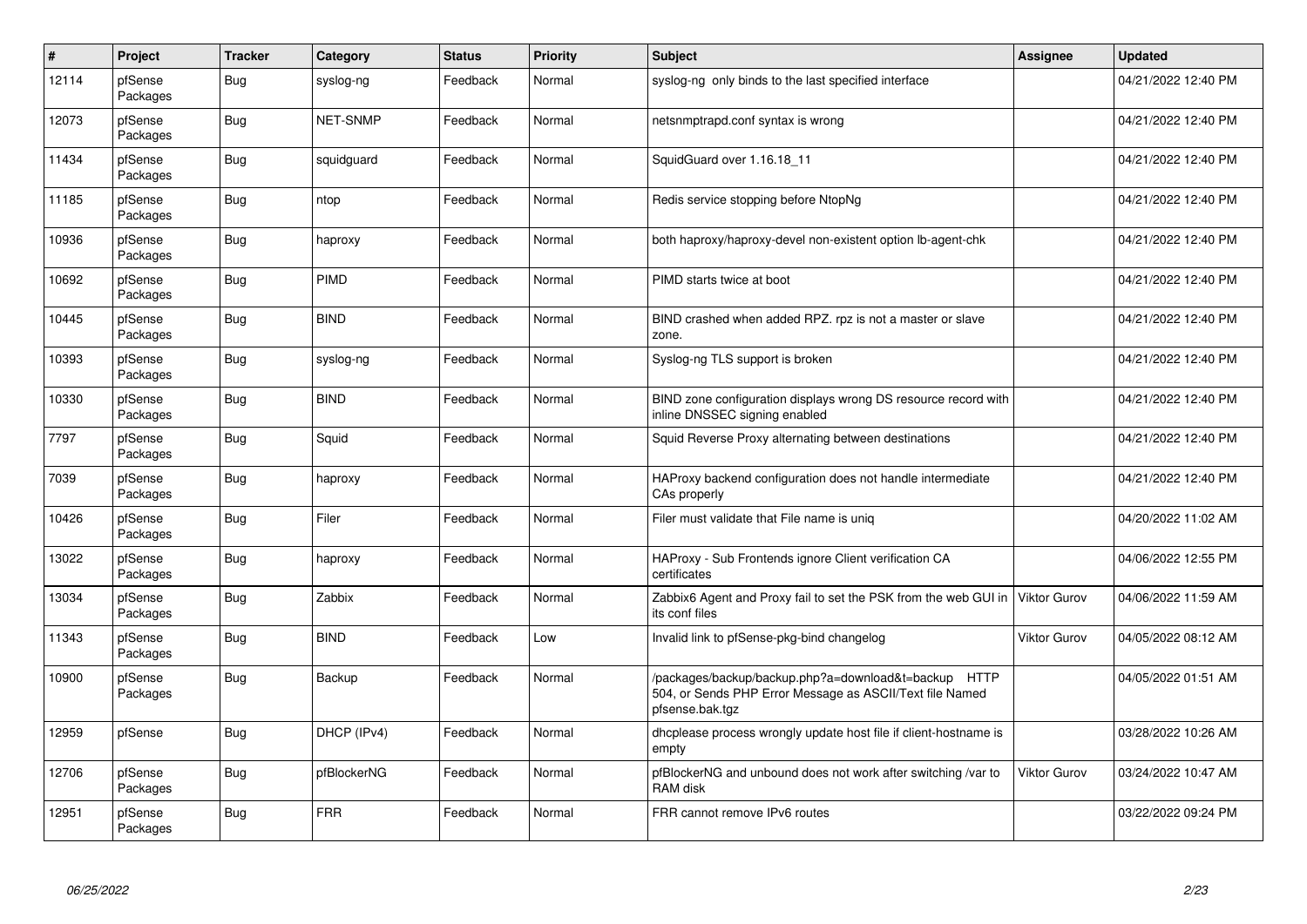| # | Project | Tracker | Category | Status | Priority | Subject | Assignee | Updated |
|---|---|---|---|---|---|---|---|---|
| 12114 | pfSense Packages | Bug | syslog-ng | Feedback | Normal | syslog-ng only binds to the last specified interface | | 04/21/2022 12:40 PM |
| 12073 | pfSense Packages | Bug | NET-SNMP | Feedback | Normal | netsnmptrapd.conf syntax is wrong | | 04/21/2022 12:40 PM |
| 11434 | pfSense Packages | Bug | squidguard | Feedback | Normal | SquidGuard over 1.16.18_11 | | 04/21/2022 12:40 PM |
| 11185 | pfSense Packages | Bug | ntop | Feedback | Normal | Redis service stopping before NtopNg | | 04/21/2022 12:40 PM |
| 10936 | pfSense Packages | Bug | haproxy | Feedback | Normal | both haproxy/haproxy-devel non-existent option lb-agent-chk | | 04/21/2022 12:40 PM |
| 10692 | pfSense Packages | Bug | PIMD | Feedback | Normal | PIMD starts twice at boot | | 04/21/2022 12:40 PM |
| 10445 | pfSense Packages | Bug | BIND | Feedback | Normal | BIND crashed when added RPZ. rpz is not a master or slave zone. | | 04/21/2022 12:40 PM |
| 10393 | pfSense Packages | Bug | syslog-ng | Feedback | Normal | Syslog-ng TLS support is broken | | 04/21/2022 12:40 PM |
| 10330 | pfSense Packages | Bug | BIND | Feedback | Normal | BIND zone configuration displays wrong DS resource record with inline DNSSEC signing enabled | | 04/21/2022 12:40 PM |
| 7797 | pfSense Packages | Bug | Squid | Feedback | Normal | Squid Reverse Proxy alternating between destinations | | 04/21/2022 12:40 PM |
| 7039 | pfSense Packages | Bug | haproxy | Feedback | Normal | HAProxy backend configuration does not handle intermediate CAs properly | | 04/21/2022 12:40 PM |
| 10426 | pfSense Packages | Bug | Filer | Feedback | Normal | Filer must validate that File name is uniq | | 04/20/2022 11:02 AM |
| 13022 | pfSense Packages | Bug | haproxy | Feedback | Normal | HAProxy - Sub Frontends ignore Client verification CA certificates | | 04/06/2022 12:55 PM |
| 13034 | pfSense Packages | Bug | Zabbix | Feedback | Normal | Zabbix6 Agent and Proxy fail to set the PSK from the web GUI in its conf files | Viktor Gurov | 04/06/2022 11:59 AM |
| 11343 | pfSense Packages | Bug | BIND | Feedback | Low | Invalid link to pfSense-pkg-bind changelog | Viktor Gurov | 04/05/2022 08:12 AM |
| 10900 | pfSense Packages | Bug | Backup | Feedback | Normal | /packages/backup/backup.php?a=download&t=backup HTTP 504, or Sends PHP Error Message as ASCII/Text file Named pfsense.bak.tgz | | 04/05/2022 01:51 AM |
| 12959 | pfSense | Bug | DHCP (IPv4) | Feedback | Normal | dhcplease process wrongly update host file if client-hostname is empty | | 03/28/2022 10:26 AM |
| 12706 | pfSense Packages | Bug | pfBlockerNG | Feedback | Normal | pfBlockerNG and unbound does not work after switching /var to RAM disk | Viktor Gurov | 03/24/2022 10:47 AM |
| 12951 | pfSense Packages | Bug | FRR | Feedback | Normal | FRR cannot remove IPv6 routes | | 03/22/2022 09:24 PM |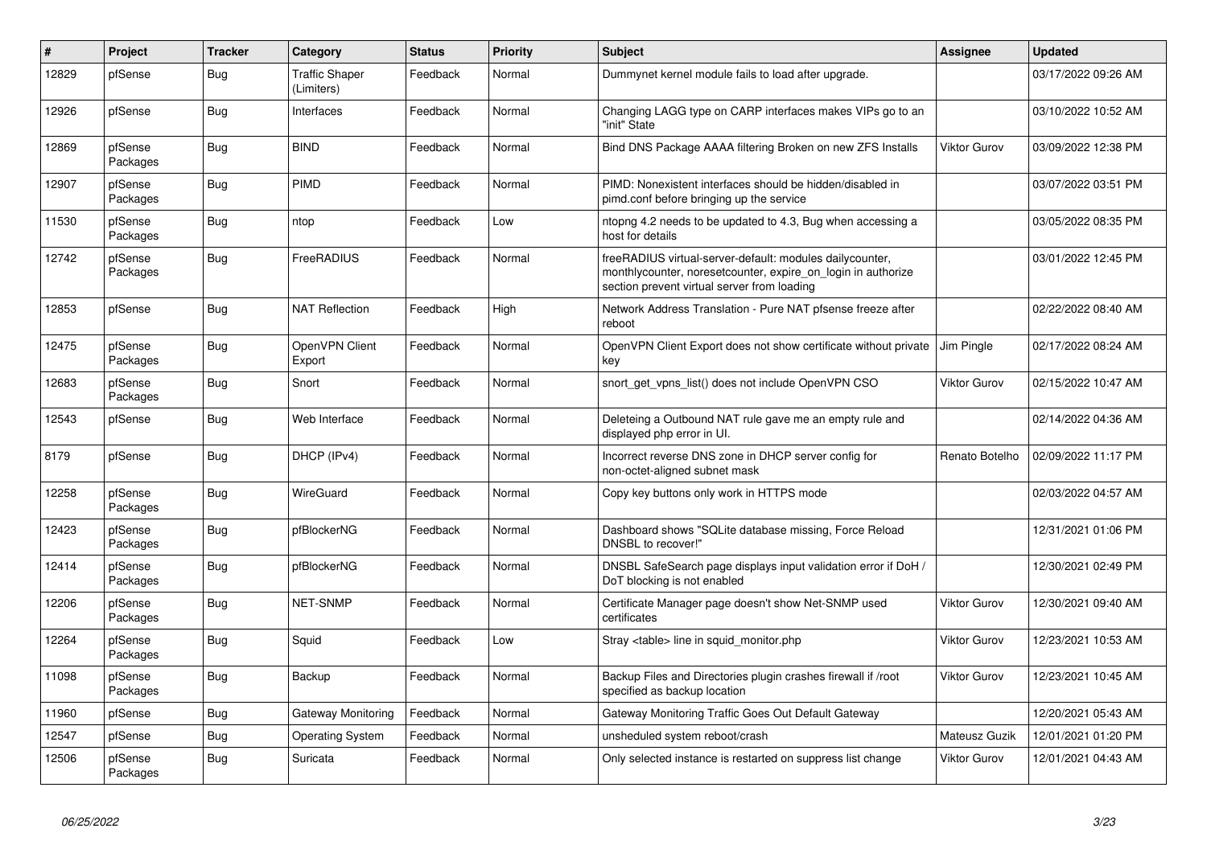| # | Project | Tracker | Category | Status | Priority | Subject | Assignee | Updated |
|---|---|---|---|---|---|---|---|---|
| 12829 | pfSense | Bug | Traffic Shaper (Limiters) | Feedback | Normal | Dummynet kernel module fails to load after upgrade. | | 03/17/2022 09:26 AM |
| 12926 | pfSense | Bug | Interfaces | Feedback | Normal | Changing LAGG type on CARP interfaces makes VIPs go to an "init" State | | 03/10/2022 10:52 AM |
| 12869 | pfSense Packages | Bug | BIND | Feedback | Normal | Bind DNS Package AAAA filtering Broken on new ZFS Installs | Viktor Gurov | 03/09/2022 12:38 PM |
| 12907 | pfSense Packages | Bug | PIMD | Feedback | Normal | PIMD: Nonexistent interfaces should be hidden/disabled in pimd.conf before bringing up the service | | 03/07/2022 03:51 PM |
| 11530 | pfSense Packages | Bug | ntop | Feedback | Low | ntopng 4.2 needs to be updated to 4.3, Bug when accessing a host for details | | 03/05/2022 08:35 PM |
| 12742 | pfSense Packages | Bug | FreeRADIUS | Feedback | Normal | freeRADIUS virtual-server-default: modules dailycounter, monthlycounter, noresetcounter, expire_on_login in authorize section prevent virtual server from loading | | 03/01/2022 12:45 PM |
| 12853 | pfSense | Bug | NAT Reflection | Feedback | High | Network Address Translation - Pure NAT pfsense freeze after reboot | | 02/22/2022 08:40 AM |
| 12475 | pfSense Packages | Bug | OpenVPN Client Export | Feedback | Normal | OpenVPN Client Export does not show certificate without private key | Jim Pingle | 02/17/2022 08:24 AM |
| 12683 | pfSense Packages | Bug | Snort | Feedback | Normal | snort_get_vpns_list() does not include OpenVPN CSO | Viktor Gurov | 02/15/2022 10:47 AM |
| 12543 | pfSense | Bug | Web Interface | Feedback | Normal | Deleteing a Outbound NAT rule gave me an empty rule and displayed php error in UI. | | 02/14/2022 04:36 AM |
| 8179 | pfSense | Bug | DHCP (IPv4) | Feedback | Normal | Incorrect reverse DNS zone in DHCP server config for non-octet-aligned subnet mask | Renato Botelho | 02/09/2022 11:17 PM |
| 12258 | pfSense Packages | Bug | WireGuard | Feedback | Normal | Copy key buttons only work in HTTPS mode | | 02/03/2022 04:57 AM |
| 12423 | pfSense Packages | Bug | pfBlockerNG | Feedback | Normal | Dashboard shows "SQLite database missing, Force Reload DNSBL to recover!" | | 12/31/2021 01:06 PM |
| 12414 | pfSense Packages | Bug | pfBlockerNG | Feedback | Normal | DNSBL SafeSearch page displays input validation error if DoH / DoT blocking is not enabled | | 12/30/2021 02:49 PM |
| 12206 | pfSense Packages | Bug | NET-SNMP | Feedback | Normal | Certificate Manager page doesn't show Net-SNMP used certificates | Viktor Gurov | 12/30/2021 09:40 AM |
| 12264 | pfSense Packages | Bug | Squid | Feedback | Low | Stray <table> line in squid_monitor.php | Viktor Gurov | 12/23/2021 10:53 AM |
| 11098 | pfSense Packages | Bug | Backup | Feedback | Normal | Backup Files and Directories plugin crashes firewall if /root specified as backup location | Viktor Gurov | 12/23/2021 10:45 AM |
| 11960 | pfSense | Bug | Gateway Monitoring | Feedback | Normal | Gateway Monitoring Traffic Goes Out Default Gateway | | 12/20/2021 05:43 AM |
| 12547 | pfSense | Bug | Operating System | Feedback | Normal | unsheduled system reboot/crash | Mateusz Guzik | 12/01/2021 01:20 PM |
| 12506 | pfSense Packages | Bug | Suricata | Feedback | Normal | Only selected instance is restarted on suppress list change | Viktor Gurov | 12/01/2021 04:43 AM |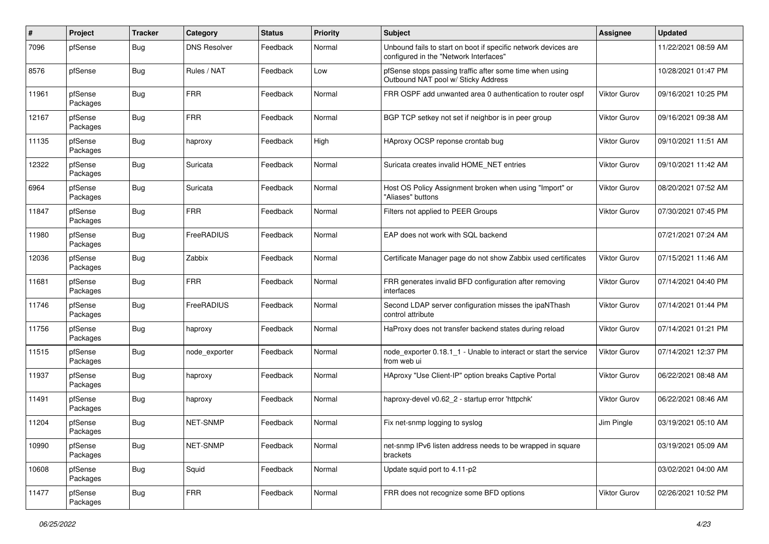| # | Project | Tracker | Category | Status | Priority | Subject | Assignee | Updated |
|---|---|---|---|---|---|---|---|---|
| 7096 | pfSense | Bug | DNS Resolver | Feedback | Normal | Unbound fails to start on boot if specific network devices are configured in the "Network Interfaces" | | 11/22/2021 08:59 AM |
| 8576 | pfSense | Bug | Rules / NAT | Feedback | Low | pfSense stops passing traffic after some time when using Outbound NAT pool w/ Sticky Address | | 10/28/2021 01:47 PM |
| 11961 | pfSense Packages | Bug | FRR | Feedback | Normal | FRR OSPF add unwanted area 0 authentication to router ospf | Viktor Gurov | 09/16/2021 10:25 PM |
| 12167 | pfSense Packages | Bug | FRR | Feedback | Normal | BGP TCP setkey not set if neighbor is in peer group | Viktor Gurov | 09/16/2021 09:38 AM |
| 11135 | pfSense Packages | Bug | haproxy | Feedback | High | HAproxy OCSP reponse crontab bug | Viktor Gurov | 09/10/2021 11:51 AM |
| 12322 | pfSense Packages | Bug | Suricata | Feedback | Normal | Suricata creates invalid HOME_NET entries | Viktor Gurov | 09/10/2021 11:42 AM |
| 6964 | pfSense Packages | Bug | Suricata | Feedback | Normal | Host OS Policy Assignment broken when using "Import" or "Aliases" buttons | Viktor Gurov | 08/20/2021 07:52 AM |
| 11847 | pfSense Packages | Bug | FRR | Feedback | Normal | Filters not applied to PEER Groups | Viktor Gurov | 07/30/2021 07:45 PM |
| 11980 | pfSense Packages | Bug | FreeRADIUS | Feedback | Normal | EAP does not work with SQL backend | | 07/21/2021 07:24 AM |
| 12036 | pfSense Packages | Bug | Zabbix | Feedback | Normal | Certificate Manager page do not show Zabbix used certificates | Viktor Gurov | 07/15/2021 11:46 AM |
| 11681 | pfSense Packages | Bug | FRR | Feedback | Normal | FRR generates invalid BFD configuration after removing interfaces | Viktor Gurov | 07/14/2021 04:40 PM |
| 11746 | pfSense Packages | Bug | FreeRADIUS | Feedback | Normal | Second LDAP server configuration misses the ipaNThash control attribute | Viktor Gurov | 07/14/2021 01:44 PM |
| 11756 | pfSense Packages | Bug | haproxy | Feedback | Normal | HaProxy does not transfer backend states during reload | Viktor Gurov | 07/14/2021 01:21 PM |
| 11515 | pfSense Packages | Bug | node_exporter | Feedback | Normal | node_exporter 0.18.1_1 - Unable to interact or start the service from web ui | Viktor Gurov | 07/14/2021 12:37 PM |
| 11937 | pfSense Packages | Bug | haproxy | Feedback | Normal | HAproxy "Use Client-IP" option breaks Captive Portal | Viktor Gurov | 06/22/2021 08:48 AM |
| 11491 | pfSense Packages | Bug | haproxy | Feedback | Normal | haproxy-devel v0.62_2 - startup error 'httpchk' | Viktor Gurov | 06/22/2021 08:46 AM |
| 11204 | pfSense Packages | Bug | NET-SNMP | Feedback | Normal | Fix net-snmp logging to syslog | Jim Pingle | 03/19/2021 05:10 AM |
| 10990 | pfSense Packages | Bug | NET-SNMP | Feedback | Normal | net-snmp IPv6 listen address needs to be wrapped in square brackets | | 03/19/2021 05:09 AM |
| 10608 | pfSense Packages | Bug | Squid | Feedback | Normal | Update squid port to 4.11-p2 | | 03/02/2021 04:00 AM |
| 11477 | pfSense Packages | Bug | FRR | Feedback | Normal | FRR does not recognize some BFD options | Viktor Gurov | 02/26/2021 10:52 PM |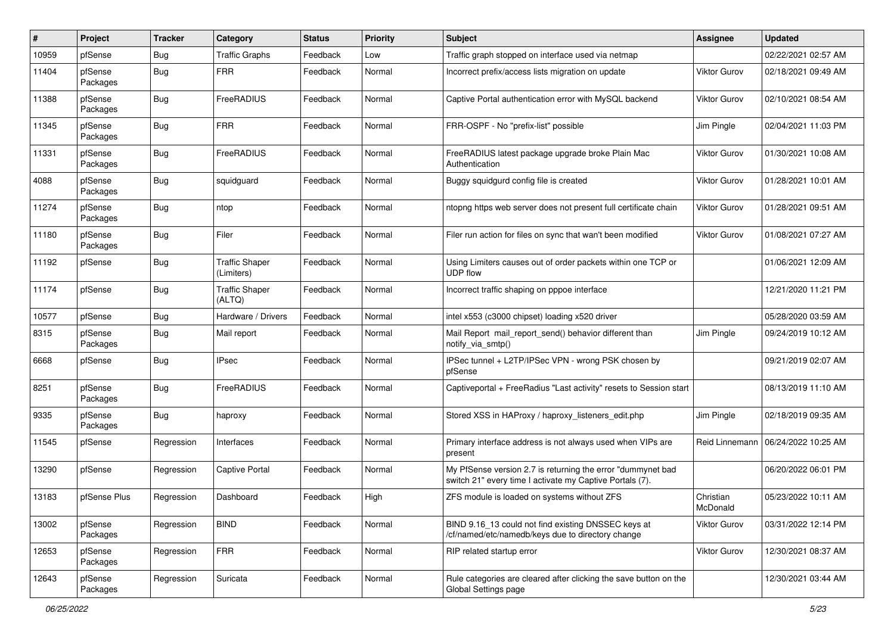| # | Project | Tracker | Category | Status | Priority | Subject | Assignee | Updated |
|---|---|---|---|---|---|---|---|---|
| 10959 | pfSense | Bug | Traffic Graphs | Feedback | Low | Traffic graph stopped on interface used via netmap | | 02/22/2021 02:57 AM |
| 11404 | pfSense Packages | Bug | FRR | Feedback | Normal | Incorrect prefix/access lists migration on update | Viktor Gurov | 02/18/2021 09:49 AM |
| 11388 | pfSense Packages | Bug | FreeRADIUS | Feedback | Normal | Captive Portal authentication error with MySQL backend | Viktor Gurov | 02/10/2021 08:54 AM |
| 11345 | pfSense Packages | Bug | FRR | Feedback | Normal | FRR-OSPF - No "prefix-list" possible | Jim Pingle | 02/04/2021 11:03 PM |
| 11331 | pfSense Packages | Bug | FreeRADIUS | Feedback | Normal | FreeRADIUS latest package upgrade broke Plain Mac Authentication | Viktor Gurov | 01/30/2021 10:08 AM |
| 4088 | pfSense Packages | Bug | squidguard | Feedback | Normal | Buggy squidgurd config file is created | Viktor Gurov | 01/28/2021 10:01 AM |
| 11274 | pfSense Packages | Bug | ntop | Feedback | Normal | ntopng https web server does not present full certificate chain | Viktor Gurov | 01/28/2021 09:51 AM |
| 11180 | pfSense Packages | Bug | Filer | Feedback | Normal | Filer run action for files on sync that wan't been modified | Viktor Gurov | 01/08/2021 07:27 AM |
| 11192 | pfSense | Bug | Traffic Shaper (Limiters) | Feedback | Normal | Using Limiters causes out of order packets within one TCP or UDP flow | | 01/06/2021 12:09 AM |
| 11174 | pfSense | Bug | Traffic Shaper (ALTQ) | Feedback | Normal | Incorrect traffic shaping on pppoe interface | | 12/21/2020 11:21 PM |
| 10577 | pfSense | Bug | Hardware / Drivers | Feedback | Normal | intel x553 (c3000 chipset) loading x520 driver | | 05/28/2020 03:59 AM |
| 8315 | pfSense Packages | Bug | Mail report | Feedback | Normal | Mail Report mail_report_send() behavior different than notify_via_smtp() | Jim Pingle | 09/24/2019 10:12 AM |
| 6668 | pfSense | Bug | IPsec | Feedback | Normal | IPSec tunnel + L2TP/IPSec VPN - wrong PSK chosen by pfSense | | 09/21/2019 02:07 AM |
| 8251 | pfSense Packages | Bug | FreeRADIUS | Feedback | Normal | Captiveportal + FreeRadius "Last activity" resets to Session start | | 08/13/2019 11:10 AM |
| 9335 | pfSense Packages | Bug | haproxy | Feedback | Normal | Stored XSS in HAProxy / haproxy_listeners_edit.php | Jim Pingle | 02/18/2019 09:35 AM |
| 11545 | pfSense | Regression | Interfaces | Feedback | Normal | Primary interface address is not always used when VIPs are present | Reid Linnemann | 06/24/2022 10:25 AM |
| 13290 | pfSense | Regression | Captive Portal | Feedback | Normal | My PfSense version 2.7 is returning the error "dummynet bad switch 21" every time I activate my Captive Portals (7). | | 06/20/2022 06:01 PM |
| 13183 | pfSense Plus | Regression | Dashboard | Feedback | High | ZFS module is loaded on systems without ZFS | Christian McDonald | 05/23/2022 10:11 AM |
| 13002 | pfSense Packages | Regression | BIND | Feedback | Normal | BIND 9.16_13 could not find existing DNSSEC keys at /cf/named/etc/namedb/keys due to directory change | Viktor Gurov | 03/31/2022 12:14 PM |
| 12653 | pfSense Packages | Regression | FRR | Feedback | Normal | RIP related startup error | Viktor Gurov | 12/30/2021 08:37 AM |
| 12643 | pfSense Packages | Regression | Suricata | Feedback | Normal | Rule categories are cleared after clicking the save button on the Global Settings page | | 12/30/2021 03:44 AM |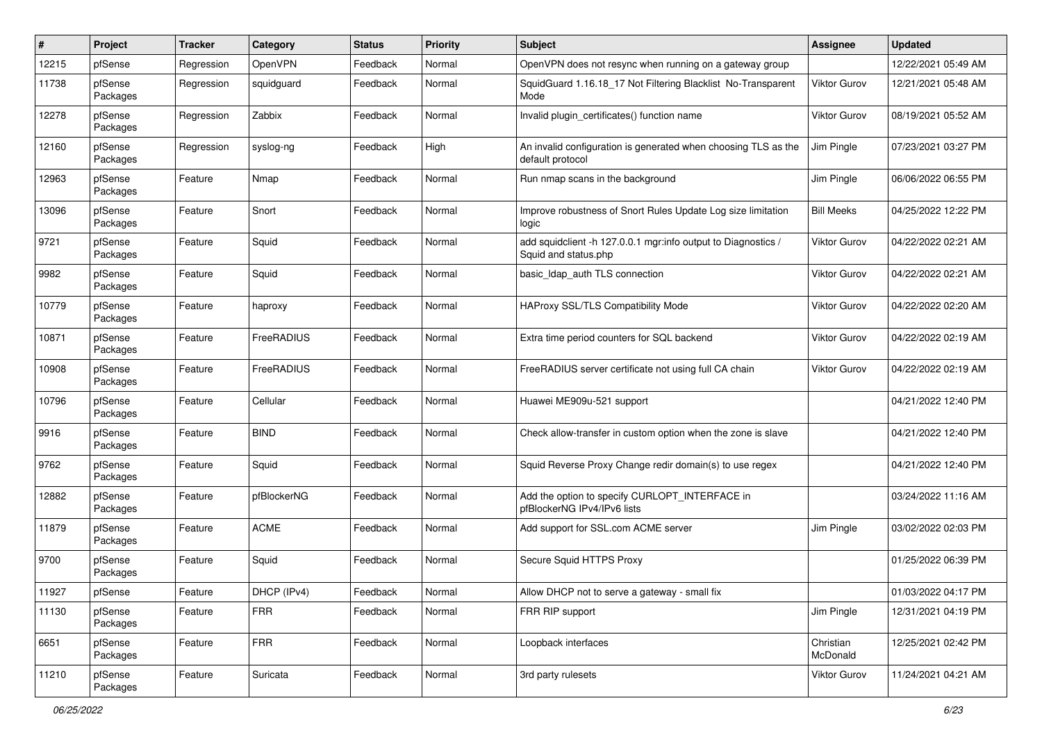| # | Project | Tracker | Category | Status | Priority | Subject | Assignee | Updated |
|---|---|---|---|---|---|---|---|---|
| 12215 | pfSense | Regression | OpenVPN | Feedback | Normal | OpenVPN does not resync when running on a gateway group | | 12/22/2021 05:49 AM |
| 11738 | pfSense Packages | Regression | squidguard | Feedback | Normal | SquidGuard 1.16.18_17 Not Filtering Blacklist No-Transparent Mode | Viktor Gurov | 12/21/2021 05:48 AM |
| 12278 | pfSense Packages | Regression | Zabbix | Feedback | Normal | Invalid plugin_certificates() function name | Viktor Gurov | 08/19/2021 05:52 AM |
| 12160 | pfSense Packages | Regression | syslog-ng | Feedback | High | An invalid configuration is generated when choosing TLS as the default protocol | Jim Pingle | 07/23/2021 03:27 PM |
| 12963 | pfSense Packages | Feature | Nmap | Feedback | Normal | Run nmap scans in the background | Jim Pingle | 06/06/2022 06:55 PM |
| 13096 | pfSense Packages | Feature | Snort | Feedback | Normal | Improve robustness of Snort Rules Update Log size limitation logic | Bill Meeks | 04/25/2022 12:22 PM |
| 9721 | pfSense Packages | Feature | Squid | Feedback | Normal | add squidclient -h 127.0.0.1 mgr:info output to Diagnostics / Squid and status.php | Viktor Gurov | 04/22/2022 02:21 AM |
| 9982 | pfSense Packages | Feature | Squid | Feedback | Normal | basic_ldap_auth TLS connection | Viktor Gurov | 04/22/2022 02:21 AM |
| 10779 | pfSense Packages | Feature | haproxy | Feedback | Normal | HAProxy SSL/TLS Compatibility Mode | Viktor Gurov | 04/22/2022 02:20 AM |
| 10871 | pfSense Packages | Feature | FreeRADIUS | Feedback | Normal | Extra time period counters for SQL backend | Viktor Gurov | 04/22/2022 02:19 AM |
| 10908 | pfSense Packages | Feature | FreeRADIUS | Feedback | Normal | FreeRADIUS server certificate not using full CA chain | Viktor Gurov | 04/22/2022 02:19 AM |
| 10796 | pfSense Packages | Feature | Cellular | Feedback | Normal | Huawei ME909u-521 support | | 04/21/2022 12:40 PM |
| 9916 | pfSense Packages | Feature | BIND | Feedback | Normal | Check allow-transfer in custom option when the zone is slave | | 04/21/2022 12:40 PM |
| 9762 | pfSense Packages | Feature | Squid | Feedback | Normal | Squid Reverse Proxy Change redir domain(s) to use regex | | 04/21/2022 12:40 PM |
| 12882 | pfSense Packages | Feature | pfBlockerNG | Feedback | Normal | Add the option to specify CURLOPT_INTERFACE in pfBlockerNG IPv4/IPv6 lists | | 03/24/2022 11:16 AM |
| 11879 | pfSense Packages | Feature | ACME | Feedback | Normal | Add support for SSL.com ACME server | Jim Pingle | 03/02/2022 02:03 PM |
| 9700 | pfSense Packages | Feature | Squid | Feedback | Normal | Secure Squid HTTPS Proxy | | 01/25/2022 06:39 PM |
| 11927 | pfSense | Feature | DHCP (IPv4) | Feedback | Normal | Allow DHCP not to serve a gateway - small fix | | 01/03/2022 04:17 PM |
| 11130 | pfSense Packages | Feature | FRR | Feedback | Normal | FRR RIP support | Jim Pingle | 12/31/2021 04:19 PM |
| 6651 | pfSense Packages | Feature | FRR | Feedback | Normal | Loopback interfaces | Christian McDonald | 12/25/2021 02:42 PM |
| 11210 | pfSense Packages | Feature | Suricata | Feedback | Normal | 3rd party rulesets | Viktor Gurov | 11/24/2021 04:21 AM |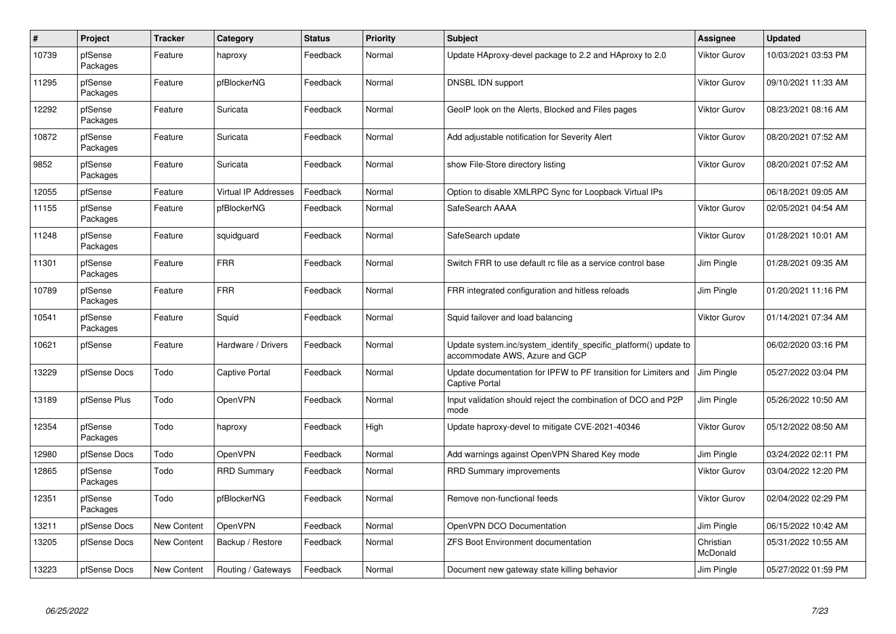| # | Project | Tracker | Category | Status | Priority | Subject | Assignee | Updated |
|---|---|---|---|---|---|---|---|---|
| 10739 | pfSense Packages | Feature | haproxy | Feedback | Normal | Update HAproxy-devel package to 2.2 and HAproxy to 2.0 | Viktor Gurov | 10/03/2021 03:53 PM |
| 11295 | pfSense Packages | Feature | pfBlockerNG | Feedback | Normal | DNSBL IDN support | Viktor Gurov | 09/10/2021 11:33 AM |
| 12292 | pfSense Packages | Feature | Suricata | Feedback | Normal | GeoIP look on the Alerts, Blocked and Files pages | Viktor Gurov | 08/23/2021 08:16 AM |
| 10872 | pfSense Packages | Feature | Suricata | Feedback | Normal | Add adjustable notification for Severity Alert | Viktor Gurov | 08/20/2021 07:52 AM |
| 9852 | pfSense Packages | Feature | Suricata | Feedback | Normal | show File-Store directory listing | Viktor Gurov | 08/20/2021 07:52 AM |
| 12055 | pfSense | Feature | Virtual IP Addresses | Feedback | Normal | Option to disable XMLRPC Sync for Loopback Virtual IPs | | 06/18/2021 09:05 AM |
| 11155 | pfSense Packages | Feature | pfBlockerNG | Feedback | Normal | SafeSearch AAAA | Viktor Gurov | 02/05/2021 04:54 AM |
| 11248 | pfSense Packages | Feature | squidguard | Feedback | Normal | SafeSearch update | Viktor Gurov | 01/28/2021 10:01 AM |
| 11301 | pfSense Packages | Feature | FRR | Feedback | Normal | Switch FRR to use default rc file as a service control base | Jim Pingle | 01/28/2021 09:35 AM |
| 10789 | pfSense Packages | Feature | FRR | Feedback | Normal | FRR integrated configuration and hitless reloads | Jim Pingle | 01/20/2021 11:16 PM |
| 10541 | pfSense Packages | Feature | Squid | Feedback | Normal | Squid failover and load balancing | Viktor Gurov | 01/14/2021 07:34 AM |
| 10621 | pfSense | Feature | Hardware / Drivers | Feedback | Normal | Update system.inc/system_identify_specific_platform() update to accommodate AWS, Azure and GCP | | 06/02/2020 03:16 PM |
| 13229 | pfSense Docs | Todo | Captive Portal | Feedback | Normal | Update documentation for IPFW to PF transition for Limiters and Captive Portal | Jim Pingle | 05/27/2022 03:04 PM |
| 13189 | pfSense Plus | Todo | OpenVPN | Feedback | Normal | Input validation should reject the combination of DCO and P2P mode | Jim Pingle | 05/26/2022 10:50 AM |
| 12354 | pfSense Packages | Todo | haproxy | Feedback | High | Update haproxy-devel to mitigate CVE-2021-40346 | Viktor Gurov | 05/12/2022 08:50 AM |
| 12980 | pfSense Docs | Todo | OpenVPN | Feedback | Normal | Add warnings against OpenVPN Shared Key mode | Jim Pingle | 03/24/2022 02:11 PM |
| 12865 | pfSense Packages | Todo | RRD Summary | Feedback | Normal | RRD Summary improvements | Viktor Gurov | 03/04/2022 12:20 PM |
| 12351 | pfSense Packages | Todo | pfBlockerNG | Feedback | Normal | Remove non-functional feeds | Viktor Gurov | 02/04/2022 02:29 PM |
| 13211 | pfSense Docs | New Content | OpenVPN | Feedback | Normal | OpenVPN DCO Documentation | Jim Pingle | 06/15/2022 10:42 AM |
| 13205 | pfSense Docs | New Content | Backup / Restore | Feedback | Normal | ZFS Boot Environment documentation | Christian McDonald | 05/31/2022 10:55 AM |
| 13223 | pfSense Docs | New Content | Routing / Gateways | Feedback | Normal | Document new gateway state killing behavior | Jim Pingle | 05/27/2022 01:59 PM |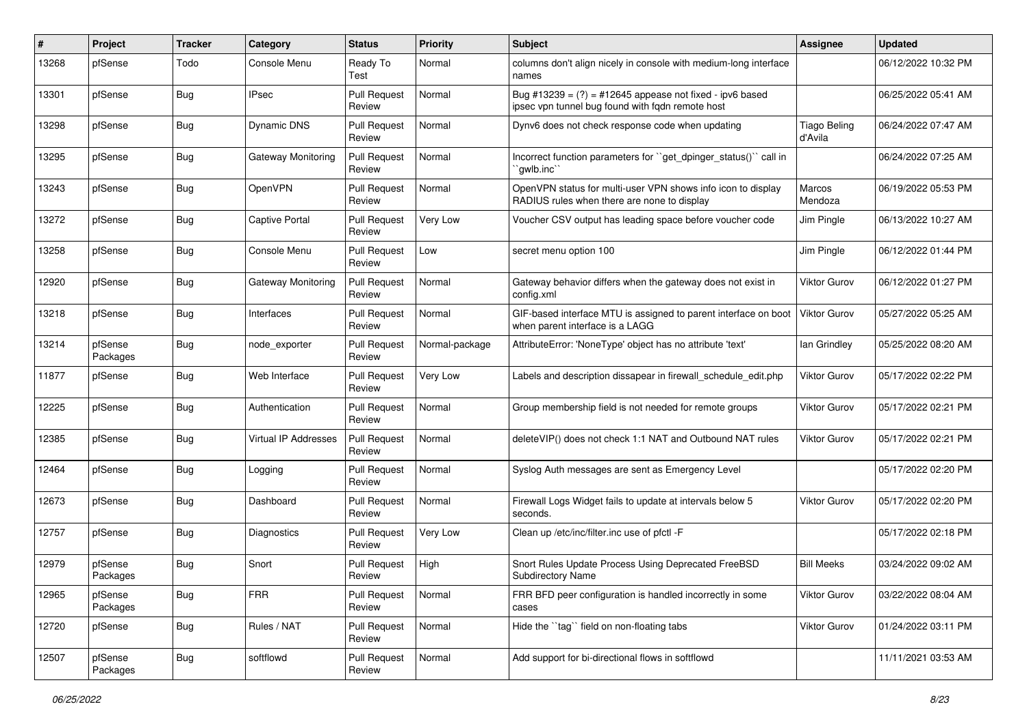| # | Project | Tracker | Category | Status | Priority | Subject | Assignee | Updated |
|---|---|---|---|---|---|---|---|---|
| 13268 | pfSense | Todo | Console Menu | Ready To Test | Normal | columns don't align nicely in console with medium-long interface names | | 06/12/2022 10:32 PM |
| 13301 | pfSense | Bug | IPsec | Pull Request Review | Normal | Bug #13239 = (?) = #12645 appease not fixed - ipv6 based ipsec vpn tunnel bug found with fqdn remote host | | 06/25/2022 05:41 AM |
| 13298 | pfSense | Bug | Dynamic DNS | Pull Request Review | Normal | Dynv6 does not check response code when updating | Tiago Beling d'Avila | 06/24/2022 07:47 AM |
| 13295 | pfSense | Bug | Gateway Monitoring | Pull Request Review | Normal | Incorrect function parameters for ``get_dpinger_status()`` call in ``gwlb.inc`` | | 06/24/2022 07:25 AM |
| 13243 | pfSense | Bug | OpenVPN | Pull Request Review | Normal | OpenVPN status for multi-user VPN shows info icon to display RADIUS rules when there are none to display | Marcos Mendoza | 06/19/2022 05:53 PM |
| 13272 | pfSense | Bug | Captive Portal | Pull Request Review | Very Low | Voucher CSV output has leading space before voucher code | Jim Pingle | 06/13/2022 10:27 AM |
| 13258 | pfSense | Bug | Console Menu | Pull Request Review | Low | secret menu option 100 | Jim Pingle | 06/12/2022 01:44 PM |
| 12920 | pfSense | Bug | Gateway Monitoring | Pull Request Review | Normal | Gateway behavior differs when the gateway does not exist in config.xml | Viktor Gurov | 06/12/2022 01:27 PM |
| 13218 | pfSense | Bug | Interfaces | Pull Request Review | Normal | GIF-based interface MTU is assigned to parent interface on boot when parent interface is a LAGG | Viktor Gurov | 05/27/2022 05:25 AM |
| 13214 | pfSense Packages | Bug | node_exporter | Pull Request Review | Normal-package | AttributeError: 'NoneType' object has no attribute 'text' | Ian Grindley | 05/25/2022 08:20 AM |
| 11877 | pfSense | Bug | Web Interface | Pull Request Review | Very Low | Labels and description dissapear in firewall_schedule_edit.php | Viktor Gurov | 05/17/2022 02:22 PM |
| 12225 | pfSense | Bug | Authentication | Pull Request Review | Normal | Group membership field is not needed for remote groups | Viktor Gurov | 05/17/2022 02:21 PM |
| 12385 | pfSense | Bug | Virtual IP Addresses | Pull Request Review | Normal | deleteVIP() does not check 1:1 NAT and Outbound NAT rules | Viktor Gurov | 05/17/2022 02:21 PM |
| 12464 | pfSense | Bug | Logging | Pull Request Review | Normal | Syslog Auth messages are sent as Emergency Level | | 05/17/2022 02:20 PM |
| 12673 | pfSense | Bug | Dashboard | Pull Request Review | Normal | Firewall Logs Widget fails to update at intervals below 5 seconds. | Viktor Gurov | 05/17/2022 02:20 PM |
| 12757 | pfSense | Bug | Diagnostics | Pull Request Review | Very Low | Clean up /etc/inc/filter.inc use of pfctl -F | | 05/17/2022 02:18 PM |
| 12979 | pfSense Packages | Bug | Snort | Pull Request Review | High | Snort Rules Update Process Using Deprecated FreeBSD Subdirectory Name | Bill Meeks | 03/24/2022 09:02 AM |
| 12965 | pfSense Packages | Bug | FRR | Pull Request Review | Normal | FRR BFD peer configuration is handled incorrectly in some cases | Viktor Gurov | 03/22/2022 08:04 AM |
| 12720 | pfSense | Bug | Rules / NAT | Pull Request Review | Normal | Hide the ``tag`` field on non-floating tabs | Viktor Gurov | 01/24/2022 03:11 PM |
| 12507 | pfSense Packages | Bug | softflowd | Pull Request Review | Normal | Add support for bi-directional flows in softflowd | | 11/11/2021 03:53 AM |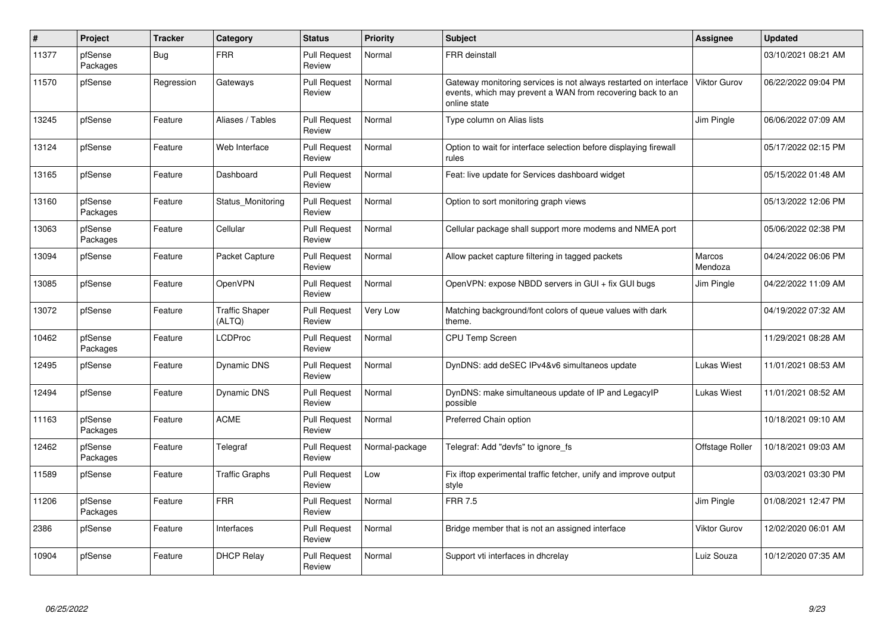| # | Project | Tracker | Category | Status | Priority | Subject | Assignee | Updated |
|---|---|---|---|---|---|---|---|---|
| 11377 | pfSense Packages | Bug | FRR | Pull Request Review | Normal | FRR deinstall | | 03/10/2021 08:21 AM |
| 11570 | pfSense | Regression | Gateways | Pull Request Review | Normal | Gateway monitoring services is not always restarted on interface events, which may prevent a WAN from recovering back to an online state | Viktor Gurov | 06/22/2022 09:04 PM |
| 13245 | pfSense | Feature | Aliases / Tables | Pull Request Review | Normal | Type column on Alias lists | Jim Pingle | 06/06/2022 07:09 AM |
| 13124 | pfSense | Feature | Web Interface | Pull Request Review | Normal | Option to wait for interface selection before displaying firewall rules | | 05/17/2022 02:15 PM |
| 13165 | pfSense | Feature | Dashboard | Pull Request Review | Normal | Feat: live update for Services dashboard widget | | 05/15/2022 01:48 AM |
| 13160 | pfSense Packages | Feature | Status_Monitoring | Pull Request Review | Normal | Option to sort monitoring graph views | | 05/13/2022 12:06 PM |
| 13063 | pfSense Packages | Feature | Cellular | Pull Request Review | Normal | Cellular package shall support more modems and NMEA port | | 05/06/2022 02:38 PM |
| 13094 | pfSense | Feature | Packet Capture | Pull Request Review | Normal | Allow packet capture filtering in tagged packets | Marcos Mendoza | 04/24/2022 06:06 PM |
| 13085 | pfSense | Feature | OpenVPN | Pull Request Review | Normal | OpenVPN: expose NBDD servers in GUI + fix GUI bugs | Jim Pingle | 04/22/2022 11:09 AM |
| 13072 | pfSense | Feature | Traffic Shaper (ALTQ) | Pull Request Review | Very Low | Matching background/font colors of queue values with dark theme. | | 04/19/2022 07:32 AM |
| 10462 | pfSense Packages | Feature | LCDProc | Pull Request Review | Normal | CPU Temp Screen | | 11/29/2021 08:28 AM |
| 12495 | pfSense | Feature | Dynamic DNS | Pull Request Review | Normal | DynDNS: add deSEC IPv4&v6 simultaneos update | Lukas Wiest | 11/01/2021 08:53 AM |
| 12494 | pfSense | Feature | Dynamic DNS | Pull Request Review | Normal | DynDNS: make simultaneous update of IP and LegacyIP possible | Lukas Wiest | 11/01/2021 08:52 AM |
| 11163 | pfSense Packages | Feature | ACME | Pull Request Review | Normal | Preferred Chain option | | 10/18/2021 09:10 AM |
| 12462 | pfSense Packages | Feature | Telegraf | Pull Request Review | Normal-package | Telegraf: Add "devfs" to ignore_fs | Offstage Roller | 10/18/2021 09:03 AM |
| 11589 | pfSense | Feature | Traffic Graphs | Pull Request Review | Low | Fix iftop experimental traffic fetcher, unify and improve output style | | 03/03/2021 03:30 PM |
| 11206 | pfSense Packages | Feature | FRR | Pull Request Review | Normal | FRR 7.5 | Jim Pingle | 01/08/2021 12:47 PM |
| 2386 | pfSense | Feature | Interfaces | Pull Request Review | Normal | Bridge member that is not an assigned interface | Viktor Gurov | 12/02/2020 06:01 AM |
| 10904 | pfSense | Feature | DHCP Relay | Pull Request Review | Normal | Support vti interfaces in dhcrelay | Luiz Souza | 10/12/2020 07:35 AM |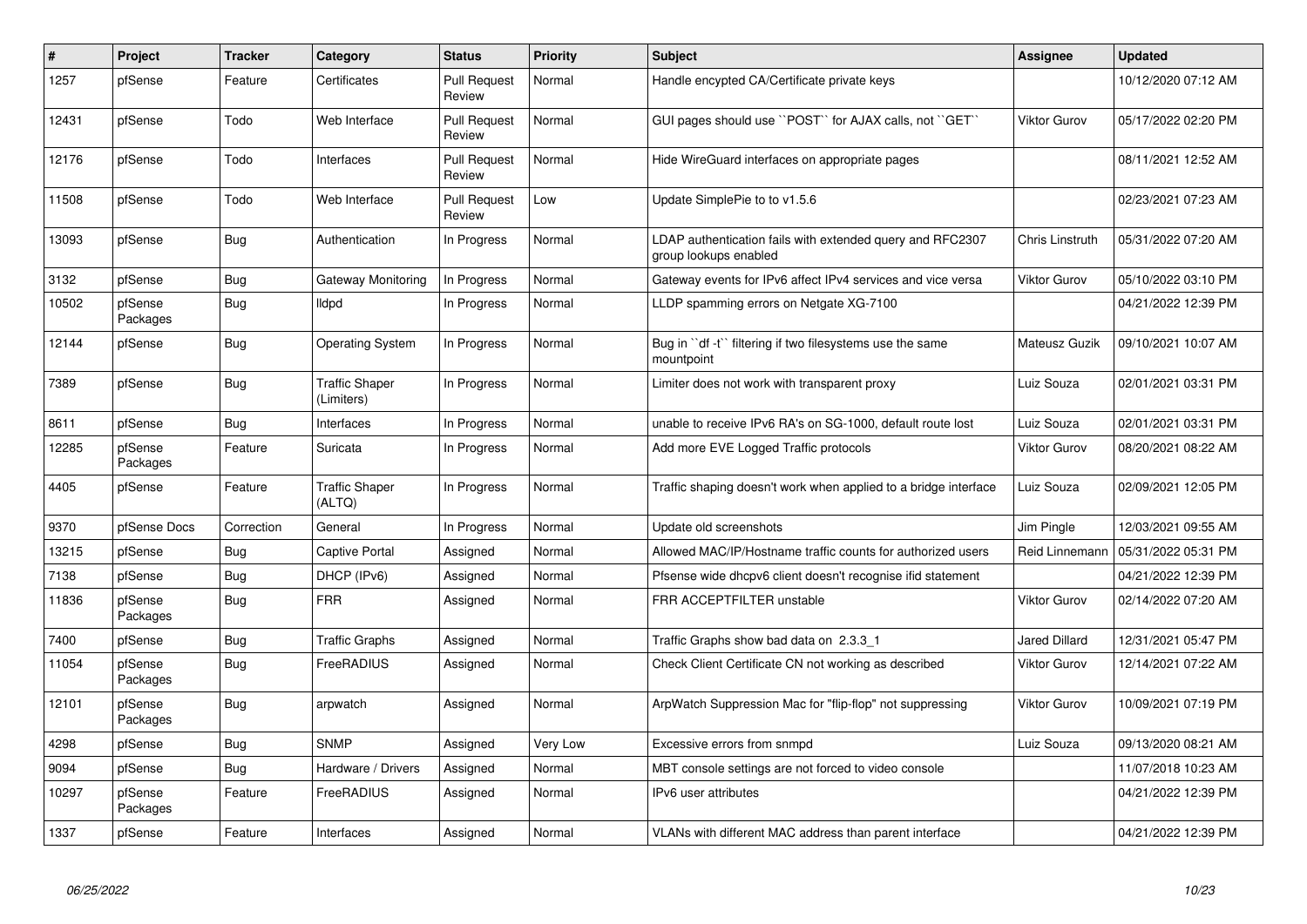| # | Project | Tracker | Category | Status | Priority | Subject | Assignee | Updated |
|---|---|---|---|---|---|---|---|---|
| 1257 | pfSense | Feature | Certificates | Pull Request Review | Normal | Handle encypted CA/Certificate private keys | | 10/12/2020 07:12 AM |
| 12431 | pfSense | Todo | Web Interface | Pull Request Review | Normal | GUI pages should use ``POST`` for AJAX calls, not ``GET`` | Viktor Gurov | 05/17/2022 02:20 PM |
| 12176 | pfSense | Todo | Interfaces | Pull Request Review | Normal | Hide WireGuard interfaces on appropriate pages | | 08/11/2021 12:52 AM |
| 11508 | pfSense | Todo | Web Interface | Pull Request Review | Low | Update SimplePie to to v1.5.6 | | 02/23/2021 07:23 AM |
| 13093 | pfSense | Bug | Authentication | In Progress | Normal | LDAP authentication fails with extended query and RFC2307 group lookups enabled | Chris Linstruth | 05/31/2022 07:20 AM |
| 3132 | pfSense | Bug | Gateway Monitoring | In Progress | Normal | Gateway events for IPv6 affect IPv4 services and vice versa | Viktor Gurov | 05/10/2022 03:10 PM |
| 10502 | pfSense Packages | Bug | lldpd | In Progress | Normal | LLDP spamming errors on Netgate XG-7100 | | 04/21/2022 12:39 PM |
| 12144 | pfSense | Bug | Operating System | In Progress | Normal | Bug in ``df -t`` filtering if two filesystems use the same mountpoint | Mateusz Guzik | 09/10/2021 10:07 AM |
| 7389 | pfSense | Bug | Traffic Shaper (Limiters) | In Progress | Normal | Limiter does not work with transparent proxy | Luiz Souza | 02/01/2021 03:31 PM |
| 8611 | pfSense | Bug | Interfaces | In Progress | Normal | unable to receive IPv6 RA's on SG-1000, default route lost | Luiz Souza | 02/01/2021 03:31 PM |
| 12285 | pfSense Packages | Feature | Suricata | In Progress | Normal | Add more EVE Logged Traffic protocols | Viktor Gurov | 08/20/2021 08:22 AM |
| 4405 | pfSense | Feature | Traffic Shaper (ALTQ) | In Progress | Normal | Traffic shaping doesn't work when applied to a bridge interface | Luiz Souza | 02/09/2021 12:05 PM |
| 9370 | pfSense Docs | Correction | General | In Progress | Normal | Update old screenshots | Jim Pingle | 12/03/2021 09:55 AM |
| 13215 | pfSense | Bug | Captive Portal | Assigned | Normal | Allowed MAC/IP/Hostname traffic counts for authorized users | Reid Linnemann | 05/31/2022 05:31 PM |
| 7138 | pfSense | Bug | DHCP (IPv6) | Assigned | Normal | Pfsense wide dhcpv6 client doesn't recognise ifid statement | | 04/21/2022 12:39 PM |
| 11836 | pfSense Packages | Bug | FRR | Assigned | Normal | FRR ACCEPTFILTER unstable | Viktor Gurov | 02/14/2022 07:20 AM |
| 7400 | pfSense | Bug | Traffic Graphs | Assigned | Normal | Traffic Graphs show bad data on 2.3.3_1 | Jared Dillard | 12/31/2021 05:47 PM |
| 11054 | pfSense Packages | Bug | FreeRADIUS | Assigned | Normal | Check Client Certificate CN not working as described | Viktor Gurov | 12/14/2021 07:22 AM |
| 12101 | pfSense Packages | Bug | arpwatch | Assigned | Normal | ArpWatch Suppression Mac for "flip-flop" not suppressing | Viktor Gurov | 10/09/2021 07:19 PM |
| 4298 | pfSense | Bug | SNMP | Assigned | Very Low | Excessive errors from snmpd | Luiz Souza | 09/13/2020 08:21 AM |
| 9094 | pfSense | Bug | Hardware / Drivers | Assigned | Normal | MBT console settings are not forced to video console | | 11/07/2018 10:23 AM |
| 10297 | pfSense Packages | Feature | FreeRADIUS | Assigned | Normal | IPv6 user attributes | | 04/21/2022 12:39 PM |
| 1337 | pfSense | Feature | Interfaces | Assigned | Normal | VLANs with different MAC address than parent interface | | 04/21/2022 12:39 PM |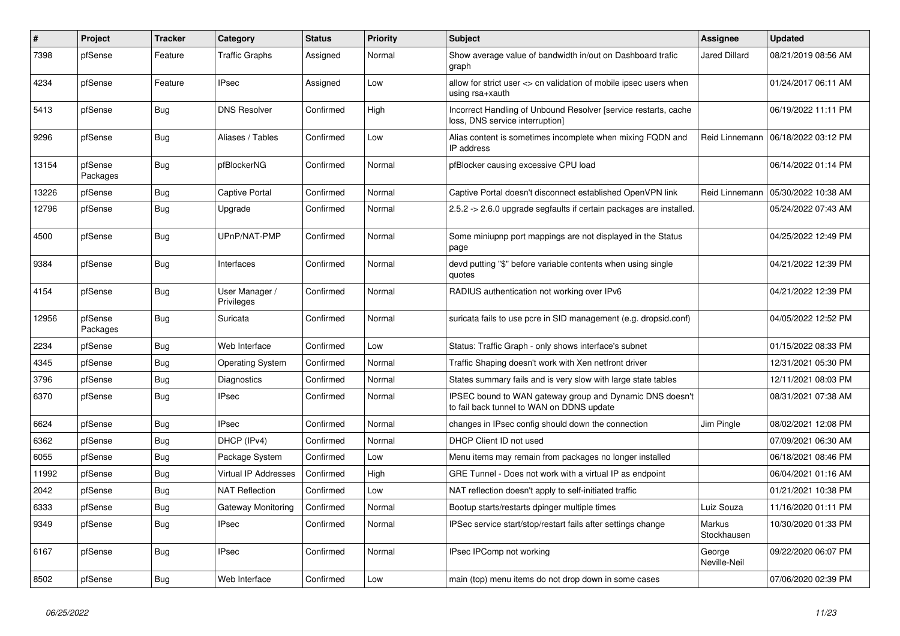| # | Project | Tracker | Category | Status | Priority | Subject | Assignee | Updated |
|---|---|---|---|---|---|---|---|---|
| 7398 | pfSense | Feature | Traffic Graphs | Assigned | Normal | Show average value of bandwidth in/out on Dashboard trafic graph | Jared Dillard | 08/21/2019 08:56 AM |
| 4234 | pfSense | Feature | IPsec | Assigned | Low | allow for strict user <> cn validation of mobile ipsec users when using rsa+xauth | | 01/24/2017 06:11 AM |
| 5413 | pfSense | Bug | DNS Resolver | Confirmed | High | Incorrect Handling of Unbound Resolver [service restarts, cache loss, DNS service interruption] | | 06/19/2022 11:11 PM |
| 9296 | pfSense | Bug | Aliases / Tables | Confirmed | Low | Alias content is sometimes incomplete when mixing FQDN and IP address | Reid Linnemann | 06/18/2022 03:12 PM |
| 13154 | pfSense Packages | Bug | pfBlockerNG | Confirmed | Normal | pfBlocker causing excessive CPU load | | 06/14/2022 01:14 PM |
| 13226 | pfSense | Bug | Captive Portal | Confirmed | Normal | Captive Portal doesn't disconnect established OpenVPN link | Reid Linnemann | 05/30/2022 10:38 AM |
| 12796 | pfSense | Bug | Upgrade | Confirmed | Normal | 2.5.2 -> 2.6.0 upgrade segfaults if certain packages are installed. | | 05/24/2022 07:43 AM |
| 4500 | pfSense | Bug | UPnP/NAT-PMP | Confirmed | Normal | Some miniupnp port mappings are not displayed in the Status page | | 04/25/2022 12:49 PM |
| 9384 | pfSense | Bug | Interfaces | Confirmed | Normal | devd putting "$" before variable contents when using single quotes | | 04/21/2022 12:39 PM |
| 4154 | pfSense | Bug | User Manager / Privileges | Confirmed | Normal | RADIUS authentication not working over IPv6 | | 04/21/2022 12:39 PM |
| 12956 | pfSense Packages | Bug | Suricata | Confirmed | Normal | suricata fails to use pcre in SID management (e.g. dropsid.conf) | | 04/05/2022 12:52 PM |
| 2234 | pfSense | Bug | Web Interface | Confirmed | Low | Status: Traffic Graph - only shows interface's subnet | | 01/15/2022 08:33 PM |
| 4345 | pfSense | Bug | Operating System | Confirmed | Normal | Traffic Shaping doesn't work with Xen netfront driver | | 12/31/2021 05:30 PM |
| 3796 | pfSense | Bug | Diagnostics | Confirmed | Normal | States summary fails and is very slow with large state tables | | 12/11/2021 08:03 PM |
| 6370 | pfSense | Bug | IPsec | Confirmed | Normal | IPSEC bound to WAN gateway group and Dynamic DNS doesn't to fail back tunnel to WAN on DDNS update | | 08/31/2021 07:38 AM |
| 6624 | pfSense | Bug | IPsec | Confirmed | Normal | changes in IPsec config should down the connection | Jim Pingle | 08/02/2021 12:08 PM |
| 6362 | pfSense | Bug | DHCP (IPv4) | Confirmed | Normal | DHCP Client ID not used | | 07/09/2021 06:30 AM |
| 6055 | pfSense | Bug | Package System | Confirmed | Low | Menu items may remain from packages no longer installed | | 06/18/2021 08:46 PM |
| 11992 | pfSense | Bug | Virtual IP Addresses | Confirmed | High | GRE Tunnel - Does not work with a virtual IP as endpoint | | 06/04/2021 01:16 AM |
| 2042 | pfSense | Bug | NAT Reflection | Confirmed | Low | NAT reflection doesn't apply to self-initiated traffic | | 01/21/2021 10:38 PM |
| 6333 | pfSense | Bug | Gateway Monitoring | Confirmed | Normal | Bootup starts/restarts dpinger multiple times | Luiz Souza | 11/16/2020 01:11 PM |
| 9349 | pfSense | Bug | IPsec | Confirmed | Normal | IPSec service start/stop/restart fails after settings change | Markus Stockhausen | 10/30/2020 01:33 PM |
| 6167 | pfSense | Bug | IPsec | Confirmed | Normal | IPsec IPComp not working | George Neville-Neil | 09/22/2020 06:07 PM |
| 8502 | pfSense | Bug | Web Interface | Confirmed | Low | main (top) menu items do not drop down in some cases | | 07/06/2020 02:39 PM |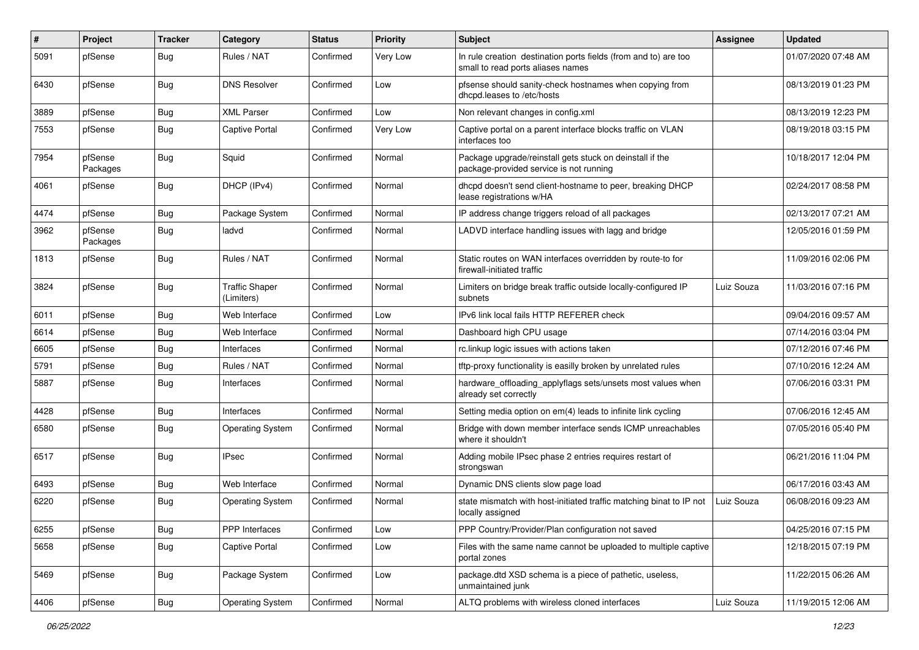| # | Project | Tracker | Category | Status | Priority | Subject | Assignee | Updated |
|---|---|---|---|---|---|---|---|---|
| 5091 | pfSense | Bug | Rules / NAT | Confirmed | Very Low | In rule creation destination ports fields (from and to) are too small to read ports aliases names | | 01/07/2020 07:48 AM |
| 6430 | pfSense | Bug | DNS Resolver | Confirmed | Low | pfsense should sanity-check hostnames when copying from dhcpd.leases to /etc/hosts | | 08/13/2019 01:23 PM |
| 3889 | pfSense | Bug | XML Parser | Confirmed | Low | Non relevant changes in config.xml | | 08/13/2019 12:23 PM |
| 7553 | pfSense | Bug | Captive Portal | Confirmed | Very Low | Captive portal on a parent interface blocks traffic on VLAN interfaces too | | 08/19/2018 03:15 PM |
| 7954 | pfSense Packages | Bug | Squid | Confirmed | Normal | Package upgrade/reinstall gets stuck on deinstall if the package-provided service is not running | | 10/18/2017 12:04 PM |
| 4061 | pfSense | Bug | DHCP (IPv4) | Confirmed | Normal | dhcpd doesn't send client-hostname to peer, breaking DHCP lease registrations w/HA | | 02/24/2017 08:58 PM |
| 4474 | pfSense | Bug | Package System | Confirmed | Normal | IP address change triggers reload of all packages | | 02/13/2017 07:21 AM |
| 3962 | pfSense Packages | Bug | ladvd | Confirmed | Normal | LADVD interface handling issues with lagg and bridge | | 12/05/2016 01:59 PM |
| 1813 | pfSense | Bug | Rules / NAT | Confirmed | Normal | Static routes on WAN interfaces overridden by route-to for firewall-initiated traffic | | 11/09/2016 02:06 PM |
| 3824 | pfSense | Bug | Traffic Shaper (Limiters) | Confirmed | Normal | Limiters on bridge break traffic outside locally-configured IP subnets | Luiz Souza | 11/03/2016 07:16 PM |
| 6011 | pfSense | Bug | Web Interface | Confirmed | Low | IPv6 link local fails HTTP REFERER check | | 09/04/2016 09:57 AM |
| 6614 | pfSense | Bug | Web Interface | Confirmed | Normal | Dashboard high CPU usage | | 07/14/2016 03:04 PM |
| 6605 | pfSense | Bug | Interfaces | Confirmed | Normal | rc.linkup logic issues with actions taken | | 07/12/2016 07:46 PM |
| 5791 | pfSense | Bug | Rules / NAT | Confirmed | Normal | tftp-proxy functionality is easilly broken by unrelated rules | | 07/10/2016 12:24 AM |
| 5887 | pfSense | Bug | Interfaces | Confirmed | Normal | hardware_offloading_applyflags sets/unsets most values when already set correctly | | 07/06/2016 03:31 PM |
| 4428 | pfSense | Bug | Interfaces | Confirmed | Normal | Setting media option on em(4) leads to infinite link cycling | | 07/06/2016 12:45 AM |
| 6580 | pfSense | Bug | Operating System | Confirmed | Normal | Bridge with down member interface sends ICMP unreachables where it shouldn't | | 07/05/2016 05:40 PM |
| 6517 | pfSense | Bug | IPsec | Confirmed | Normal | Adding mobile IPsec phase 2 entries requires restart of strongswan | | 06/21/2016 11:04 PM |
| 6493 | pfSense | Bug | Web Interface | Confirmed | Normal | Dynamic DNS clients slow page load | | 06/17/2016 03:43 AM |
| 6220 | pfSense | Bug | Operating System | Confirmed | Normal | state mismatch with host-initiated traffic matching binat to IP not locally assigned | Luiz Souza | 06/08/2016 09:23 AM |
| 6255 | pfSense | Bug | PPP Interfaces | Confirmed | Low | PPP Country/Provider/Plan configuration not saved | | 04/25/2016 07:15 PM |
| 5658 | pfSense | Bug | Captive Portal | Confirmed | Low | Files with the same name cannot be uploaded to multiple captive portal zones | | 12/18/2015 07:19 PM |
| 5469 | pfSense | Bug | Package System | Confirmed | Low | package.dtd XSD schema is a piece of pathetic, useless, unmaintained junk | | 11/22/2015 06:26 AM |
| 4406 | pfSense | Bug | Operating System | Confirmed | Normal | ALTQ problems with wireless cloned interfaces | Luiz Souza | 11/19/2015 12:06 AM |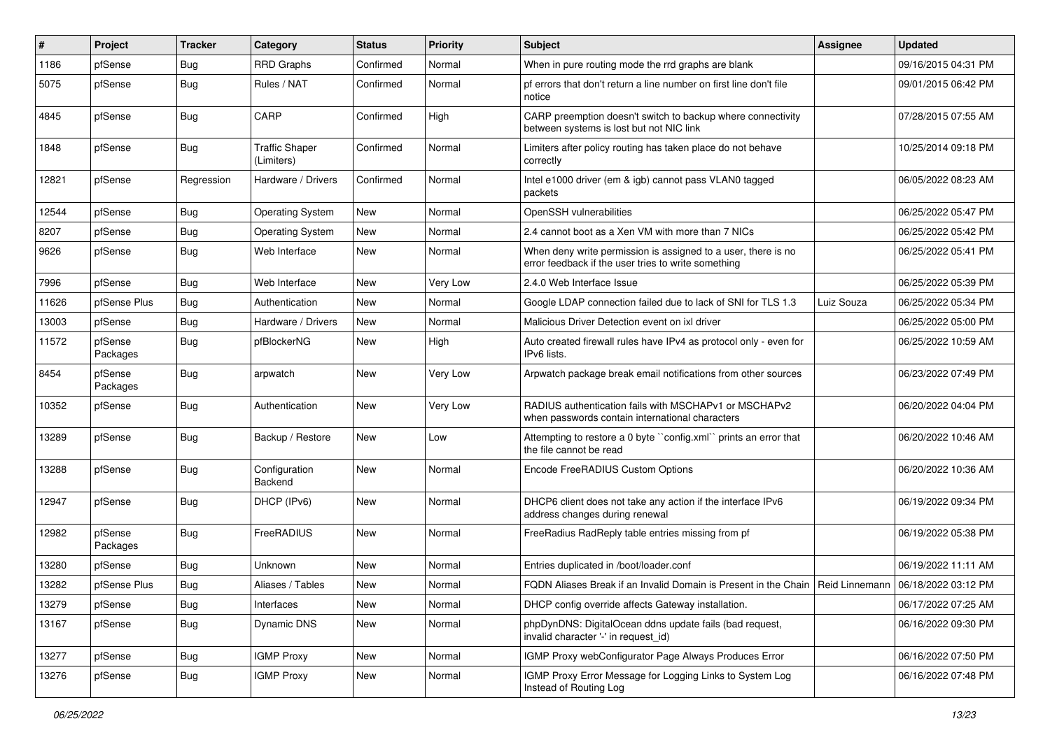| # | Project | Tracker | Category | Status | Priority | Subject | Assignee | Updated |
|---|---|---|---|---|---|---|---|---|
| 1186 | pfSense | Bug | RRD Graphs | Confirmed | Normal | When in pure routing mode the rrd graphs are blank | | 09/16/2015 04:31 PM |
| 5075 | pfSense | Bug | Rules / NAT | Confirmed | Normal | pf errors that don't return a line number on first line don't file notice | | 09/01/2015 06:42 PM |
| 4845 | pfSense | Bug | CARP | Confirmed | High | CARP preemption doesn't switch to backup where connectivity between systems is lost but not NIC link | | 07/28/2015 07:55 AM |
| 1848 | pfSense | Bug | Traffic Shaper (Limiters) | Confirmed | Normal | Limiters after policy routing has taken place do not behave correctly | | 10/25/2014 09:18 PM |
| 12821 | pfSense | Regression | Hardware / Drivers | Confirmed | Normal | Intel e1000 driver (em & igb) cannot pass VLAN0 tagged packets | | 06/05/2022 08:23 AM |
| 12544 | pfSense | Bug | Operating System | New | Normal | OpenSSH vulnerabilities | | 06/25/2022 05:47 PM |
| 8207 | pfSense | Bug | Operating System | New | Normal | 2.4 cannot boot as a Xen VM with more than 7 NICs | | 06/25/2022 05:42 PM |
| 9626 | pfSense | Bug | Web Interface | New | Normal | When deny write permission is assigned to a user, there is no error feedback if the user tries to write something | | 06/25/2022 05:41 PM |
| 7996 | pfSense | Bug | Web Interface | New | Very Low | 2.4.0 Web Interface Issue | | 06/25/2022 05:39 PM |
| 11626 | pfSense Plus | Bug | Authentication | New | Normal | Google LDAP connection failed due to lack of SNI for TLS 1.3 | Luiz Souza | 06/25/2022 05:34 PM |
| 13003 | pfSense | Bug | Hardware / Drivers | New | Normal | Malicious Driver Detection event on ixl driver | | 06/25/2022 05:00 PM |
| 11572 | pfSense Packages | Bug | pfBlockerNG | New | High | Auto created firewall rules have IPv4 as protocol only - even for IPv6 lists. | | 06/25/2022 10:59 AM |
| 8454 | pfSense Packages | Bug | arpwatch | New | Very Low | Arpwatch package break email notifications from other sources | | 06/23/2022 07:49 PM |
| 10352 | pfSense | Bug | Authentication | New | Very Low | RADIUS authentication fails with MSCHAPv1 or MSCHAPv2 when passwords contain international characters | | 06/20/2022 04:04 PM |
| 13289 | pfSense | Bug | Backup / Restore | New | Low | Attempting to restore a 0 byte ``config.xml`` prints an error that the file cannot be read | | 06/20/2022 10:46 AM |
| 13288 | pfSense | Bug | Configuration Backend | New | Normal | Encode FreeRADIUS Custom Options | | 06/20/2022 10:36 AM |
| 12947 | pfSense | Bug | DHCP (IPv6) | New | Normal | DHCP6 client does not take any action if the interface IPv6 address changes during renewal | | 06/19/2022 09:34 PM |
| 12982 | pfSense Packages | Bug | FreeRADIUS | New | Normal | FreeRadius RadReply table entries missing from pf | | 06/19/2022 05:38 PM |
| 13280 | pfSense | Bug | Unknown | New | Normal | Entries duplicated in /boot/loader.conf | | 06/19/2022 11:11 AM |
| 13282 | pfSense Plus | Bug | Aliases / Tables | New | Normal | FQDN Aliases Break if an Invalid Domain is Present in the Chain | Reid Linnemann | 06/18/2022 03:12 PM |
| 13279 | pfSense | Bug | Interfaces | New | Normal | DHCP config override affects Gateway installation. | | 06/17/2022 07:25 AM |
| 13167 | pfSense | Bug | Dynamic DNS | New | Normal | phpDynDNS: DigitalOcean ddns update fails (bad request, invalid character '-' in request_id) | | 06/16/2022 09:30 PM |
| 13277 | pfSense | Bug | IGMP Proxy | New | Normal | IGMP Proxy webConfigurator Page Always Produces Error | | 06/16/2022 07:50 PM |
| 13276 | pfSense | Bug | IGMP Proxy | New | Normal | IGMP Proxy Error Message for Logging Links to System Log Instead of Routing Log | | 06/16/2022 07:48 PM |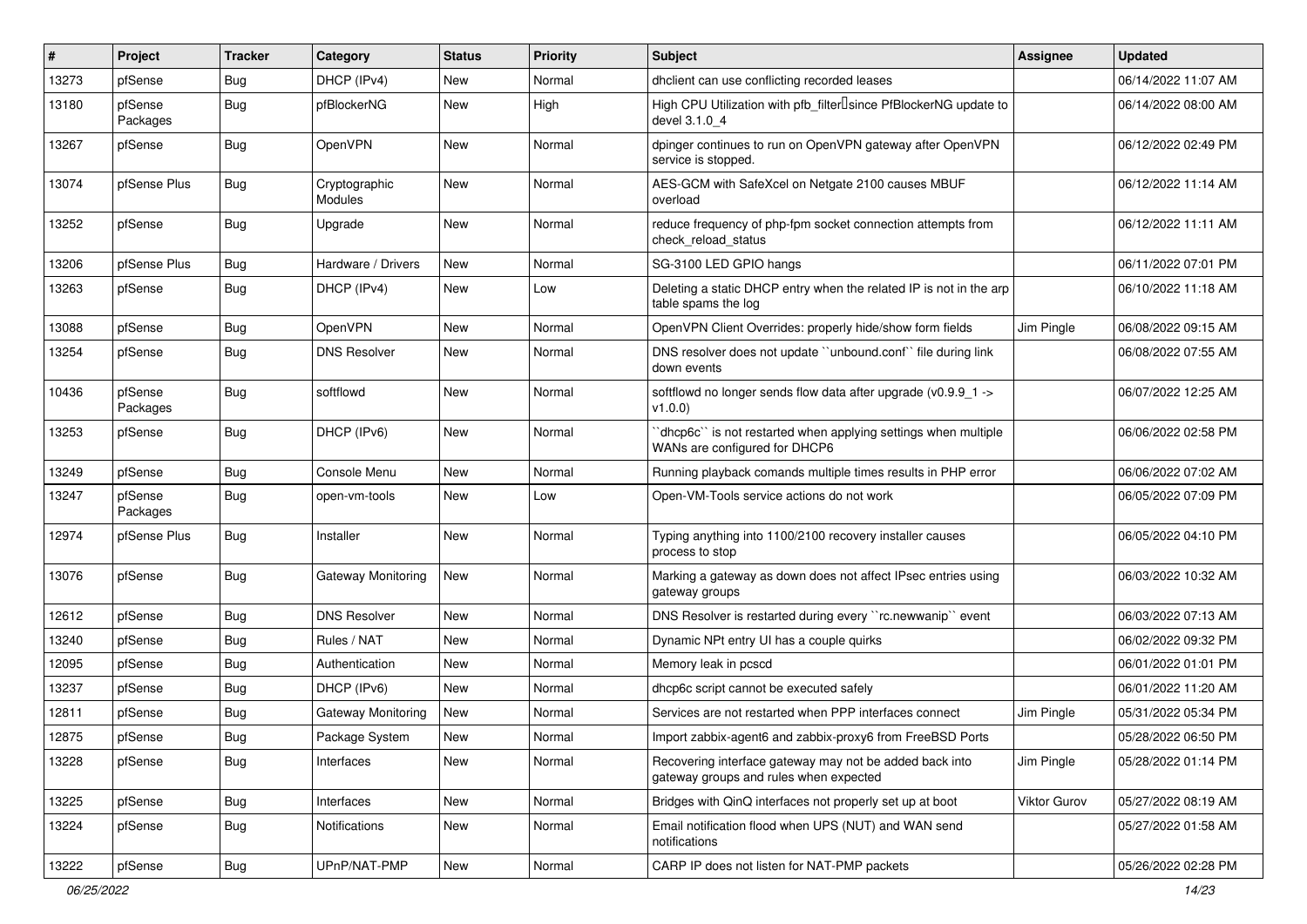| # | Project | Tracker | Category | Status | Priority | Subject | Assignee | Updated |
|---|---|---|---|---|---|---|---|---|
| 13273 | pfSense | Bug | DHCP (IPv4) | New | Normal | dhclient can use conflicting recorded leases | | 06/14/2022 11:07 AM |
| 13180 | pfSense Packages | Bug | pfBlockerNG | New | High | High CPU Utilization with pfb_filter since PfBlockerNG update to devel 3.1.0_4 | | 06/14/2022 08:00 AM |
| 13267 | pfSense | Bug | OpenVPN | New | Normal | dpinger continues to run on OpenVPN gateway after OpenVPN service is stopped. | | 06/12/2022 02:49 PM |
| 13074 | pfSense Plus | Bug | Cryptographic Modules | New | Normal | AES-GCM with SafeXcel on Netgate 2100 causes MBUF overload | | 06/12/2022 11:14 AM |
| 13252 | pfSense | Bug | Upgrade | New | Normal | reduce frequency of php-fpm socket connection attempts from check_reload_status | | 06/12/2022 11:11 AM |
| 13206 | pfSense Plus | Bug | Hardware / Drivers | New | Normal | SG-3100 LED GPIO hangs | | 06/11/2022 07:01 PM |
| 13263 | pfSense | Bug | DHCP (IPv4) | New | Low | Deleting a static DHCP entry when the related IP is not in the arp table spams the log | | 06/10/2022 11:18 AM |
| 13088 | pfSense | Bug | OpenVPN | New | Normal | OpenVPN Client Overrides: properly hide/show form fields | Jim Pingle | 06/08/2022 09:15 AM |
| 13254 | pfSense | Bug | DNS Resolver | New | Normal | DNS resolver does not update ``unbound.conf`` file during link down events | | 06/08/2022 07:55 AM |
| 10436 | pfSense Packages | Bug | softflowd | New | Normal | softflowd no longer sends flow data after upgrade (v0.9.9_1 -> v1.0.0) | | 06/07/2022 12:25 AM |
| 13253 | pfSense | Bug | DHCP (IPv6) | New | Normal | ``dhcp6c`` is not restarted when applying settings when multiple WANs are configured for DHCP6 | | 06/06/2022 02:58 PM |
| 13249 | pfSense | Bug | Console Menu | New | Normal | Running playback comands multiple times results in PHP error | | 06/06/2022 07:02 AM |
| 13247 | pfSense Packages | Bug | open-vm-tools | New | Low | Open-VM-Tools service actions do not work | | 06/05/2022 07:09 PM |
| 12974 | pfSense Plus | Bug | Installer | New | Normal | Typing anything into 1100/2100 recovery installer causes process to stop | | 06/05/2022 04:10 PM |
| 13076 | pfSense | Bug | Gateway Monitoring | New | Normal | Marking a gateway as down does not affect IPsec entries using gateway groups | | 06/03/2022 10:32 AM |
| 12612 | pfSense | Bug | DNS Resolver | New | Normal | DNS Resolver is restarted during every ``rc.newwanip`` event | | 06/03/2022 07:13 AM |
| 13240 | pfSense | Bug | Rules / NAT | New | Normal | Dynamic NPt entry UI has a couple quirks | | 06/02/2022 09:32 PM |
| 12095 | pfSense | Bug | Authentication | New | Normal | Memory leak in pcscd | | 06/01/2022 01:01 PM |
| 13237 | pfSense | Bug | DHCP (IPv6) | New | Normal | dhcp6c script cannot be executed safely | | 06/01/2022 11:20 AM |
| 12811 | pfSense | Bug | Gateway Monitoring | New | Normal | Services are not restarted when PPP interfaces connect | Jim Pingle | 05/31/2022 05:34 PM |
| 12875 | pfSense | Bug | Package System | New | Normal | Import zabbix-agent6 and zabbix-proxy6 from FreeBSD Ports | | 05/28/2022 06:50 PM |
| 13228 | pfSense | Bug | Interfaces | New | Normal | Recovering interface gateway may not be added back into gateway groups and rules when expected | Jim Pingle | 05/28/2022 01:14 PM |
| 13225 | pfSense | Bug | Interfaces | New | Normal | Bridges with QinQ interfaces not properly set up at boot | Viktor Gurov | 05/27/2022 08:19 AM |
| 13224 | pfSense | Bug | Notifications | New | Normal | Email notification flood when UPS (NUT) and WAN send notifications | | 05/27/2022 01:58 AM |
| 13222 | pfSense | Bug | UPnP/NAT-PMP | New | Normal | CARP IP does not listen for NAT-PMP packets | | 05/26/2022 02:28 PM |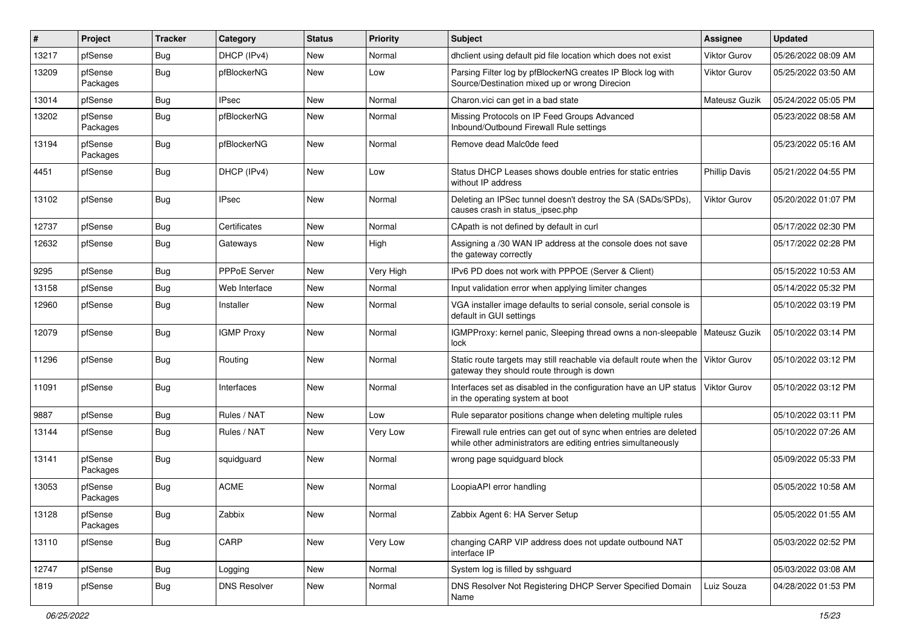| # | Project | Tracker | Category | Status | Priority | Subject | Assignee | Updated |
|---|---|---|---|---|---|---|---|---|
| 13217 | pfSense | Bug | DHCP (IPv4) | New | Normal | dhclient using default pid file location which does not exist | Viktor Gurov | 05/26/2022 08:09 AM |
| 13209 | pfSense Packages | Bug | pfBlockerNG | New | Low | Parsing Filter log by pfBlockerNG creates IP Block log with Source/Destination mixed up or wrong Direcion | Viktor Gurov | 05/25/2022 03:50 AM |
| 13014 | pfSense | Bug | IPsec | New | Normal | Charon.vici can get in a bad state | Mateusz Guzik | 05/24/2022 05:05 PM |
| 13202 | pfSense Packages | Bug | pfBlockerNG | New | Normal | Missing Protocols on IP Feed Groups Advanced Inbound/Outbound Firewall Rule settings | | 05/23/2022 08:58 AM |
| 13194 | pfSense Packages | Bug | pfBlockerNG | New | Normal | Remove dead Malc0de feed | | 05/23/2022 05:16 AM |
| 4451 | pfSense | Bug | DHCP (IPv4) | New | Low | Status DHCP Leases shows double entries for static entries without IP address | Phillip Davis | 05/21/2022 04:55 PM |
| 13102 | pfSense | Bug | IPsec | New | Normal | Deleting an IPSec tunnel doesn't destroy the SA (SADs/SPDs), causes crash in status_ipsec.php | Viktor Gurov | 05/20/2022 01:07 PM |
| 12737 | pfSense | Bug | Certificates | New | Normal | CApath is not defined by default in curl | | 05/17/2022 02:30 PM |
| 12632 | pfSense | Bug | Gateways | New | High | Assigning a /30 WAN IP address at the console does not save the gateway correctly | | 05/17/2022 02:28 PM |
| 9295 | pfSense | Bug | PPPoE Server | New | Very High | IPv6 PD does not work with PPPOE (Server & Client) | | 05/15/2022 10:53 AM |
| 13158 | pfSense | Bug | Web Interface | New | Normal | Input validation error when applying limiter changes | | 05/14/2022 05:32 PM |
| 12960 | pfSense | Bug | Installer | New | Normal | VGA installer image defaults to serial console, serial console is default in GUI settings | | 05/10/2022 03:19 PM |
| 12079 | pfSense | Bug | IGMP Proxy | New | Normal | IGMPProxy: kernel panic, Sleeping thread owns a non-sleepable lock | Mateusz Guzik | 05/10/2022 03:14 PM |
| 11296 | pfSense | Bug | Routing | New | Normal | Static route targets may still reachable via default route when the gateway they should route through is down | Viktor Gurov | 05/10/2022 03:12 PM |
| 11091 | pfSense | Bug | Interfaces | New | Normal | Interfaces set as disabled in the configuration have an UP status in the operating system at boot | Viktor Gurov | 05/10/2022 03:12 PM |
| 9887 | pfSense | Bug | Rules / NAT | New | Low | Rule separator positions change when deleting multiple rules | | 05/10/2022 03:11 PM |
| 13144 | pfSense | Bug | Rules / NAT | New | Very Low | Firewall rule entries can get out of sync when entries are deleted while other administrators are editing entries simultaneously | | 05/10/2022 07:26 AM |
| 13141 | pfSense Packages | Bug | squidguard | New | Normal | wrong page squidguard block | | 05/09/2022 05:33 PM |
| 13053 | pfSense Packages | Bug | ACME | New | Normal | LoopiaAPI error handling | | 05/05/2022 10:58 AM |
| 13128 | pfSense Packages | Bug | Zabbix | New | Normal | Zabbix Agent 6: HA Server Setup | | 05/05/2022 01:55 AM |
| 13110 | pfSense | Bug | CARP | New | Very Low | changing CARP VIP address does not update outbound NAT interface IP | | 05/03/2022 02:52 PM |
| 12747 | pfSense | Bug | Logging | New | Normal | System log is filled by sshguard | | 05/03/2022 03:08 AM |
| 1819 | pfSense | Bug | DNS Resolver | New | Normal | DNS Resolver Not Registering DHCP Server Specified Domain Name | Luiz Souza | 04/28/2022 01:53 PM |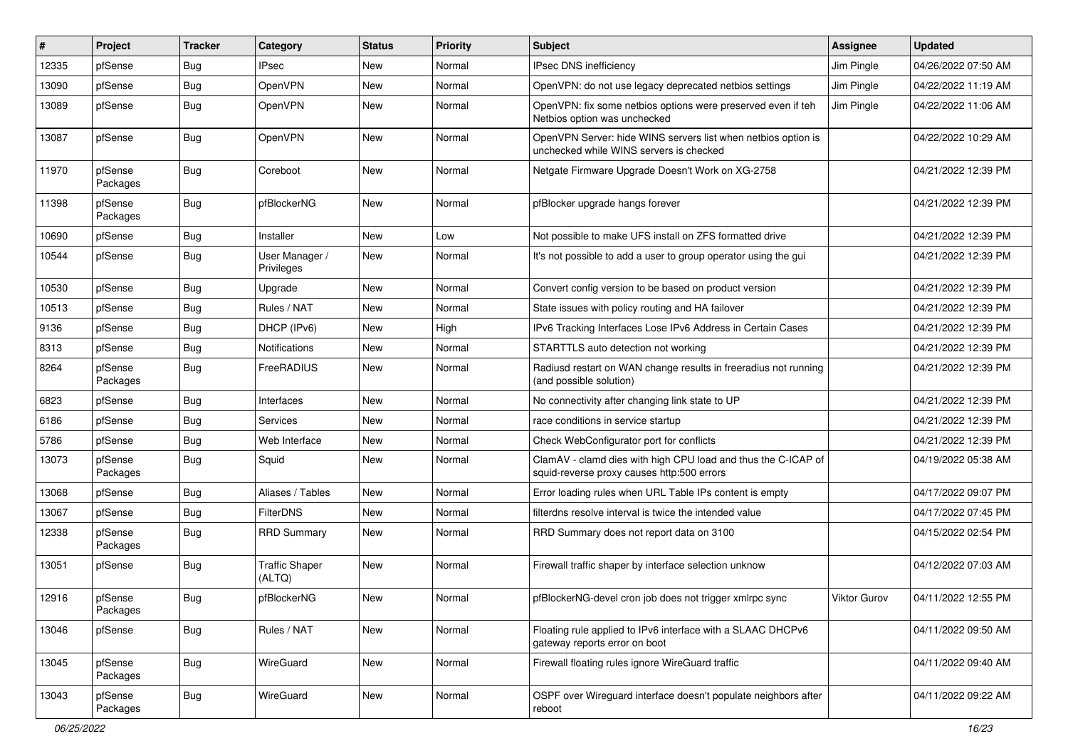| # | Project | Tracker | Category | Status | Priority | Subject | Assignee | Updated |
|---|---|---|---|---|---|---|---|---|
| 12335 | pfSense | Bug | IPsec | New | Normal | IPsec DNS inefficiency | Jim Pingle | 04/26/2022 07:50 AM |
| 13090 | pfSense | Bug | OpenVPN | New | Normal | OpenVPN: do not use legacy deprecated netbios settings | Jim Pingle | 04/22/2022 11:19 AM |
| 13089 | pfSense | Bug | OpenVPN | New | Normal | OpenVPN: fix some netbios options were preserved even if teh Netbios option was unchecked | Jim Pingle | 04/22/2022 11:06 AM |
| 13087 | pfSense | Bug | OpenVPN | New | Normal | OpenVPN Server: hide WINS servers list when netbios option is unchecked while WINS servers is checked | | 04/22/2022 10:29 AM |
| 11970 | pfSense Packages | Bug | Coreboot | New | Normal | Netgate Firmware Upgrade Doesn't Work on XG-2758 | | 04/21/2022 12:39 PM |
| 11398 | pfSense Packages | Bug | pfBlockerNG | New | Normal | pfBlocker upgrade hangs forever | | 04/21/2022 12:39 PM |
| 10690 | pfSense | Bug | Installer | New | Low | Not possible to make UFS install on ZFS formatted drive | | 04/21/2022 12:39 PM |
| 10544 | pfSense | Bug | User Manager / Privileges | New | Normal | It's not possible to add a user to group operator using the gui | | 04/21/2022 12:39 PM |
| 10530 | pfSense | Bug | Upgrade | New | Normal | Convert config version to be based on product version | | 04/21/2022 12:39 PM |
| 10513 | pfSense | Bug | Rules / NAT | New | Normal | State issues with policy routing and HA failover | | 04/21/2022 12:39 PM |
| 9136 | pfSense | Bug | DHCP (IPv6) | New | High | IPv6 Tracking Interfaces Lose IPv6 Address in Certain Cases | | 04/21/2022 12:39 PM |
| 8313 | pfSense | Bug | Notifications | New | Normal | STARTTLS auto detection not working | | 04/21/2022 12:39 PM |
| 8264 | pfSense Packages | Bug | FreeRADIUS | New | Normal | Radiusd restart on WAN change results in freeradius not running (and possible solution) | | 04/21/2022 12:39 PM |
| 6823 | pfSense | Bug | Interfaces | New | Normal | No connectivity after changing link state to UP | | 04/21/2022 12:39 PM |
| 6186 | pfSense | Bug | Services | New | Normal | race conditions in service startup | | 04/21/2022 12:39 PM |
| 5786 | pfSense | Bug | Web Interface | New | Normal | Check WebConfigurator port for conflicts | | 04/21/2022 12:39 PM |
| 13073 | pfSense Packages | Bug | Squid | New | Normal | ClamAV - clamd dies with high CPU load and thus the C-ICAP of squid-reverse proxy causes http:500 errors | | 04/19/2022 05:38 AM |
| 13068 | pfSense | Bug | Aliases / Tables | New | Normal | Error loading rules when URL Table IPs content is empty | | 04/17/2022 09:07 PM |
| 13067 | pfSense | Bug | FilterDNS | New | Normal | filterdns resolve interval is twice the intended value | | 04/17/2022 07:45 PM |
| 12338 | pfSense Packages | Bug | RRD Summary | New | Normal | RRD Summary does not report data on 3100 | | 04/15/2022 02:54 PM |
| 13051 | pfSense | Bug | Traffic Shaper (ALTQ) | New | Normal | Firewall traffic shaper by interface selection unknow | | 04/12/2022 07:03 AM |
| 12916 | pfSense Packages | Bug | pfBlockerNG | New | Normal | pfBlockerNG-devel cron job does not trigger xmlrpc sync | Viktor Gurov | 04/11/2022 12:55 PM |
| 13046 | pfSense | Bug | Rules / NAT | New | Normal | Floating rule applied to IPv6 interface with a SLAAC DHCPv6 gateway reports error on boot | | 04/11/2022 09:50 AM |
| 13045 | pfSense Packages | Bug | WireGuard | New | Normal | Firewall floating rules ignore WireGuard traffic | | 04/11/2022 09:40 AM |
| 13043 | pfSense Packages | Bug | WireGuard | New | Normal | OSPF over Wireguard interface doesn't populate neighbors after reboot | | 04/11/2022 09:22 AM |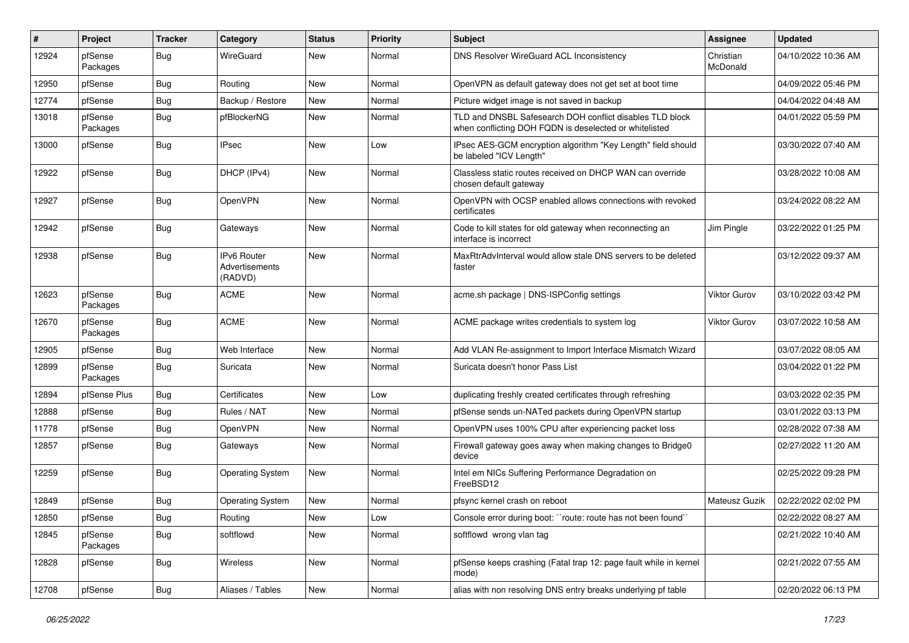| # | Project | Tracker | Category | Status | Priority | Subject | Assignee | Updated |
|---|---|---|---|---|---|---|---|---|
| 12924 | pfSense Packages | Bug | WireGuard | New | Normal | DNS Resolver WireGuard ACL Inconsistency | Christian McDonald | 04/10/2022 10:36 AM |
| 12950 | pfSense | Bug | Routing | New | Normal | OpenVPN as default gateway does not get set at boot time | | 04/09/2022 05:46 PM |
| 12774 | pfSense | Bug | Backup / Restore | New | Normal | Picture widget image is not saved in backup | | 04/04/2022 04:48 AM |
| 13018 | pfSense Packages | Bug | pfBlockerNG | New | Normal | TLD and DNSBL Safesearch DOH conflict disables TLD block when conflicting DOH FQDN is deselected or whitelisted | | 04/01/2022 05:59 PM |
| 13000 | pfSense | Bug | IPsec | New | Low | IPsec AES-GCM encryption algorithm "Key Length" field should be labeled "ICV Length" | | 03/30/2022 07:40 AM |
| 12922 | pfSense | Bug | DHCP (IPv4) | New | Normal | Classless static routes received on DHCP WAN can override chosen default gateway | | 03/28/2022 10:08 AM |
| 12927 | pfSense | Bug | OpenVPN | New | Normal | OpenVPN with OCSP enabled allows connections with revoked certificates | | 03/24/2022 08:22 AM |
| 12942 | pfSense | Bug | Gateways | New | Normal | Code to kill states for old gateway when reconnecting an interface is incorrect | Jim Pingle | 03/22/2022 01:25 PM |
| 12938 | pfSense | Bug | IPv6 Router Advertisements (RADVD) | New | Normal | MaxRtrAdvInterval would allow stale DNS servers to be deleted faster | | 03/12/2022 09:37 AM |
| 12623 | pfSense Packages | Bug | ACME | New | Normal | acme.sh package \| DNS-ISPConfig settings | Viktor Gurov | 03/10/2022 03:42 PM |
| 12670 | pfSense Packages | Bug | ACME | New | Normal | ACME package writes credentials to system log | Viktor Gurov | 03/07/2022 10:58 AM |
| 12905 | pfSense | Bug | Web Interface | New | Normal | Add VLAN Re-assignment to Import Interface Mismatch Wizard | | 03/07/2022 08:05 AM |
| 12899 | pfSense Packages | Bug | Suricata | New | Normal | Suricata doesn't honor Pass List | | 03/04/2022 01:22 PM |
| 12894 | pfSense Plus | Bug | Certificates | New | Low | duplicating freshly created certificates through refreshing | | 03/03/2022 02:35 PM |
| 12888 | pfSense | Bug | Rules / NAT | New | Normal | pfSense sends un-NATed packets during OpenVPN startup | | 03/01/2022 03:13 PM |
| 11778 | pfSense | Bug | OpenVPN | New | Normal | OpenVPN uses 100% CPU after experiencing packet loss | | 02/28/2022 07:38 AM |
| 12857 | pfSense | Bug | Gateways | New | Normal | Firewall gateway goes away when making changes to Bridge0 device | | 02/27/2022 11:20 AM |
| 12259 | pfSense | Bug | Operating System | New | Normal | Intel em NICs Suffering Performance Degradation on FreeBSD12 | | 02/25/2022 09:28 PM |
| 12849 | pfSense | Bug | Operating System | New | Normal | pfsync kernel crash on reboot | Mateusz Guzik | 02/22/2022 02:02 PM |
| 12850 | pfSense | Bug | Routing | New | Low | Console error during boot: ``route: route has not been found`` | | 02/22/2022 08:27 AM |
| 12845 | pfSense Packages | Bug | softflowd | New | Normal | softflowd wrong vlan tag | | 02/21/2022 10:40 AM |
| 12828 | pfSense | Bug | Wireless | New | Normal | pfSense keeps crashing (Fatal trap 12: page fault while in kernel mode) | | 02/21/2022 07:55 AM |
| 12708 | pfSense | Bug | Aliases / Tables | New | Normal | alias with non resolving DNS entry breaks underlying pf table | | 02/20/2022 06:13 PM |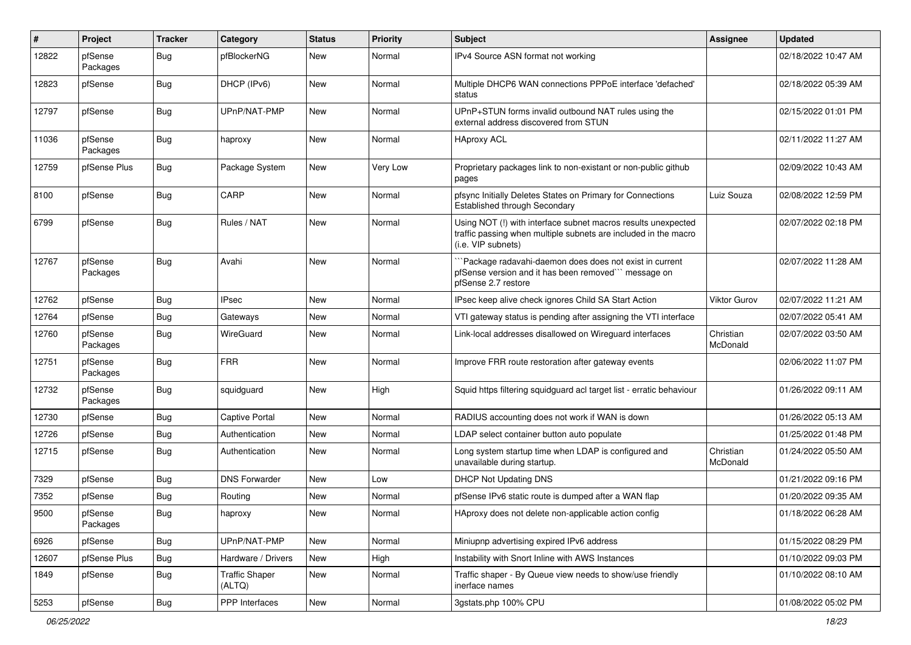| # | Project | Tracker | Category | Status | Priority | Subject | Assignee | Updated |
|---|---|---|---|---|---|---|---|---|
| 12822 | pfSense Packages | Bug | pfBlockerNG | New | Normal | IPv4 Source ASN format not working | | 02/18/2022 10:47 AM |
| 12823 | pfSense | Bug | DHCP (IPv6) | New | Normal | Multiple DHCP6 WAN connections PPPoE interface 'defached' status | | 02/18/2022 05:39 AM |
| 12797 | pfSense | Bug | UPnP/NAT-PMP | New | Normal | UPnP+STUN forms invalid outbound NAT rules using the external address discovered from STUN | | 02/15/2022 01:01 PM |
| 11036 | pfSense Packages | Bug | haproxy | New | Normal | HAproxy ACL | | 02/11/2022 11:27 AM |
| 12759 | pfSense Plus | Bug | Package System | New | Very Low | Proprietary packages link to non-existant or non-public github pages | | 02/09/2022 10:43 AM |
| 8100 | pfSense | Bug | CARP | New | Normal | pfsync Initially Deletes States on Primary for Connections Established through Secondary | Luiz Souza | 02/08/2022 12:59 PM |
| 6799 | pfSense | Bug | Rules / NAT | New | Normal | Using NOT (!) with interface subnet macros results unexpected traffic passing when multiple subnets are included in the macro (i.e. VIP subnets) | | 02/07/2022 02:18 PM |
| 12767 | pfSense Packages | Bug | Avahi | New | Normal | ```Package radavahi-daemon does does not exist in current pfSense version and it has been removed``` message on pfSense 2.7 restore | | 02/07/2022 11:28 AM |
| 12762 | pfSense | Bug | IPsec | New | Normal | IPsec keep alive check ignores Child SA Start Action | Viktor Gurov | 02/07/2022 11:21 AM |
| 12764 | pfSense | Bug | Gateways | New | Normal | VTI gateway status is pending after assigning the VTI interface | | 02/07/2022 05:41 AM |
| 12760 | pfSense Packages | Bug | WireGuard | New | Normal | Link-local addresses disallowed on Wireguard interfaces | Christian McDonald | 02/07/2022 03:50 AM |
| 12751 | pfSense Packages | Bug | FRR | New | Normal | Improve FRR route restoration after gateway events | | 02/06/2022 11:07 PM |
| 12732 | pfSense Packages | Bug | squidguard | New | High | Squid https filtering squidguard acl target list - erratic behaviour | | 01/26/2022 09:11 AM |
| 12730 | pfSense | Bug | Captive Portal | New | Normal | RADIUS accounting does not work if WAN is down | | 01/26/2022 05:13 AM |
| 12726 | pfSense | Bug | Authentication | New | Normal | LDAP select container button auto populate | | 01/25/2022 01:48 PM |
| 12715 | pfSense | Bug | Authentication | New | Normal | Long system startup time when LDAP is configured and unavailable during startup. | Christian McDonald | 01/24/2022 05:50 AM |
| 7329 | pfSense | Bug | DNS Forwarder | New | Low | DHCP Not Updating DNS | | 01/21/2022 09:16 PM |
| 7352 | pfSense | Bug | Routing | New | Normal | pfSense IPv6 static route is dumped after a WAN flap | | 01/20/2022 09:35 AM |
| 9500 | pfSense Packages | Bug | haproxy | New | Normal | HAproxy does not delete non-applicable action config | | 01/18/2022 06:28 AM |
| 6926 | pfSense | Bug | UPnP/NAT-PMP | New | Normal | Miniupnp advertising expired IPv6 address | | 01/15/2022 08:29 PM |
| 12607 | pfSense Plus | Bug | Hardware / Drivers | New | High | Instability with Snort Inline with AWS Instances | | 01/10/2022 09:03 PM |
| 1849 | pfSense | Bug | Traffic Shaper (ALTQ) | New | Normal | Traffic shaper - By Queue view needs to show/use friendly inerface names | | 01/10/2022 08:10 AM |
| 5253 | pfSense | Bug | PPP Interfaces | New | Normal | 3gstats.php 100% CPU | | 01/08/2022 05:02 PM |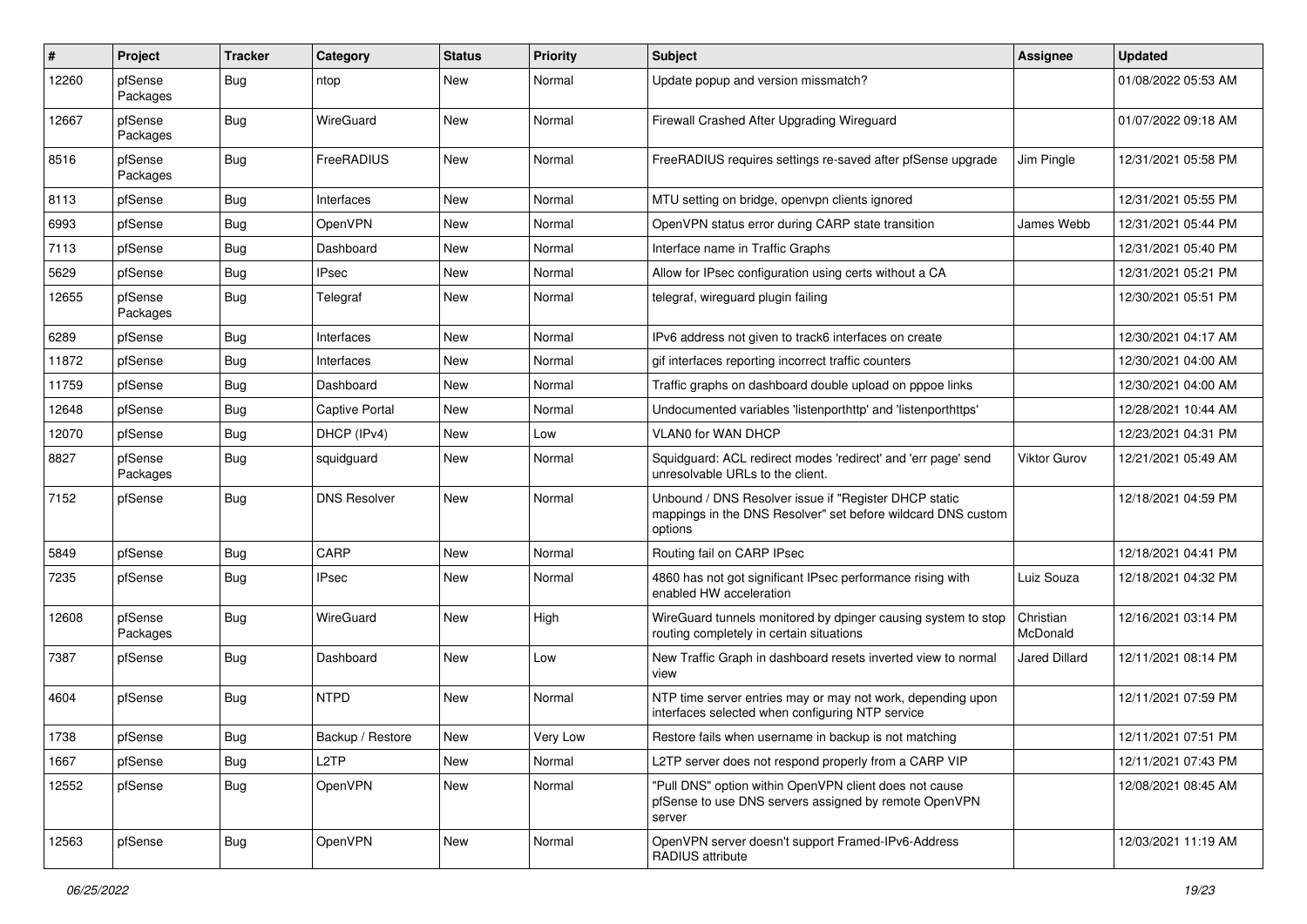| # | Project | Tracker | Category | Status | Priority | Subject | Assignee | Updated |
|---|---|---|---|---|---|---|---|---|
| 12260 | pfSense Packages | Bug | ntop | New | Normal | Update popup and version missmatch? | | 01/08/2022 05:53 AM |
| 12667 | pfSense Packages | Bug | WireGuard | New | Normal | Firewall Crashed After Upgrading Wireguard | | 01/07/2022 09:18 AM |
| 8516 | pfSense Packages | Bug | FreeRADIUS | New | Normal | FreeRADIUS requires settings re-saved after pfSense upgrade | Jim Pingle | 12/31/2021 05:58 PM |
| 8113 | pfSense | Bug | Interfaces | New | Normal | MTU setting on bridge, openvpn clients ignored | | 12/31/2021 05:55 PM |
| 6993 | pfSense | Bug | OpenVPN | New | Normal | OpenVPN status error during CARP state transition | James Webb | 12/31/2021 05:44 PM |
| 7113 | pfSense | Bug | Dashboard | New | Normal | Interface name in Traffic Graphs | | 12/31/2021 05:40 PM |
| 5629 | pfSense | Bug | IPsec | New | Normal | Allow for IPsec configuration using certs without a CA | | 12/31/2021 05:21 PM |
| 12655 | pfSense Packages | Bug | Telegraf | New | Normal | telegraf, wireguard plugin failing | | 12/30/2021 05:51 PM |
| 6289 | pfSense | Bug | Interfaces | New | Normal | IPv6 address not given to track6 interfaces on create | | 12/30/2021 04:17 AM |
| 11872 | pfSense | Bug | Interfaces | New | Normal | gif interfaces reporting incorrect traffic counters | | 12/30/2021 04:00 AM |
| 11759 | pfSense | Bug | Dashboard | New | Normal | Traffic graphs on dashboard double upload on pppoe links | | 12/30/2021 04:00 AM |
| 12648 | pfSense | Bug | Captive Portal | New | Normal | Undocumented variables 'listenporthttp' and 'listenporthttps' | | 12/28/2021 10:44 AM |
| 12070 | pfSense | Bug | DHCP (IPv4) | New | Low | VLAN0 for WAN DHCP | | 12/23/2021 04:31 PM |
| 8827 | pfSense Packages | Bug | squidguard | New | Normal | Squidguard: ACL redirect modes 'redirect' and 'err page' send unresolvable URLs to the client. | Viktor Gurov | 12/21/2021 05:49 AM |
| 7152 | pfSense | Bug | DNS Resolver | New | Normal | Unbound / DNS Resolver issue if "Register DHCP static mappings in the DNS Resolver" set before wildcard DNS custom options | | 12/18/2021 04:59 PM |
| 5849 | pfSense | Bug | CARP | New | Normal | Routing fail on CARP IPsec | | 12/18/2021 04:41 PM |
| 7235 | pfSense | Bug | IPsec | New | Normal | 4860 has not got significant IPsec performance rising with enabled HW acceleration | Luiz Souza | 12/18/2021 04:32 PM |
| 12608 | pfSense Packages | Bug | WireGuard | New | High | WireGuard tunnels monitored by dpinger causing system to stop routing completely in certain situations | Christian McDonald | 12/16/2021 03:14 PM |
| 7387 | pfSense | Bug | Dashboard | New | Low | New Traffic Graph in dashboard resets inverted view to normal view | Jared Dillard | 12/11/2021 08:14 PM |
| 4604 | pfSense | Bug | NTPD | New | Normal | NTP time server entries may or may not work, depending upon interfaces selected when configuring NTP service | | 12/11/2021 07:59 PM |
| 1738 | pfSense | Bug | Backup / Restore | New | Very Low | Restore fails when username in backup is not matching | | 12/11/2021 07:51 PM |
| 1667 | pfSense | Bug | L2TP | New | Normal | L2TP server does not respond properly from a CARP VIP | | 12/11/2021 07:43 PM |
| 12552 | pfSense | Bug | OpenVPN | New | Normal | "Pull DNS" option within OpenVPN client does not cause pfSense to use DNS servers assigned by remote OpenVPN server | | 12/08/2021 08:45 AM |
| 12563 | pfSense | Bug | OpenVPN | New | Normal | OpenVPN server doesn't support Framed-IPv6-Address RADIUS attribute | | 12/03/2021 11:19 AM |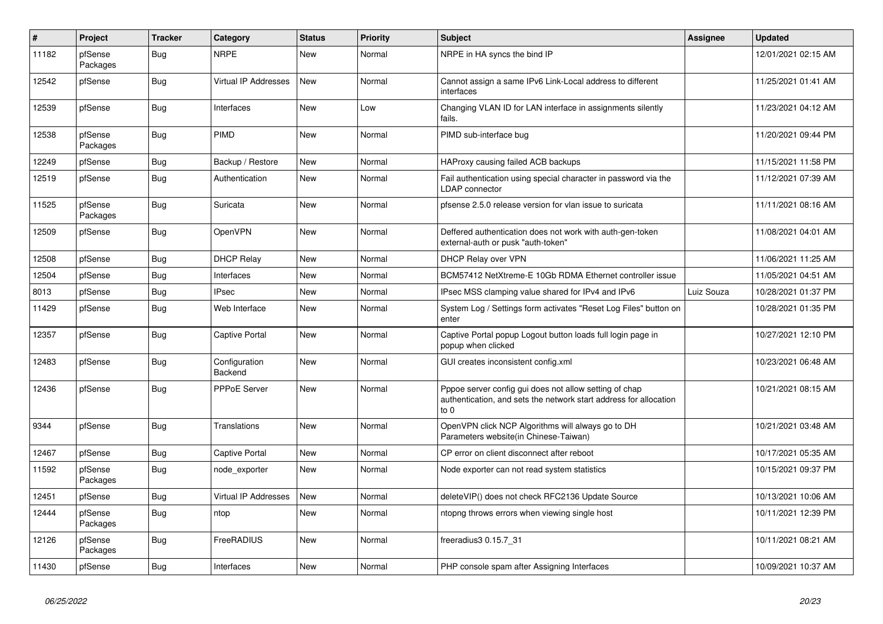| # | Project | Tracker | Category | Status | Priority | Subject | Assignee | Updated |
|---|---|---|---|---|---|---|---|---|
| 11182 | pfSense Packages | Bug | NRPE | New | Normal | NRPE in HA syncs the bind IP | | 12/01/2021 02:15 AM |
| 12542 | pfSense | Bug | Virtual IP Addresses | New | Normal | Cannot assign a same IPv6 Link-Local address to different interfaces | | 11/25/2021 01:41 AM |
| 12539 | pfSense | Bug | Interfaces | New | Low | Changing VLAN ID for LAN interface in assignments silently fails. | | 11/23/2021 04:12 AM |
| 12538 | pfSense Packages | Bug | PIMD | New | Normal | PIMD sub-interface bug | | 11/20/2021 09:44 PM |
| 12249 | pfSense | Bug | Backup / Restore | New | Normal | HAProxy causing failed ACB backups | | 11/15/2021 11:58 PM |
| 12519 | pfSense | Bug | Authentication | New | Normal | Fail authentication using special character in password via the LDAP connector | | 11/12/2021 07:39 AM |
| 11525 | pfSense Packages | Bug | Suricata | New | Normal | pfsense 2.5.0 release version for vlan issue to suricata | | 11/11/2021 08:16 AM |
| 12509 | pfSense | Bug | OpenVPN | New | Normal | Deffered authentication does not work with auth-gen-token external-auth or pusk "auth-token" | | 11/08/2021 04:01 AM |
| 12508 | pfSense | Bug | DHCP Relay | New | Normal | DHCP Relay over VPN | | 11/06/2021 11:25 AM |
| 12504 | pfSense | Bug | Interfaces | New | Normal | BCM57412 NetXtreme-E 10Gb RDMA Ethernet controller issue | | 11/05/2021 04:51 AM |
| 8013 | pfSense | Bug | IPsec | New | Normal | IPsec MSS clamping value shared for IPv4 and IPv6 | Luiz Souza | 10/28/2021 01:37 PM |
| 11429 | pfSense | Bug | Web Interface | New | Normal | System Log / Settings form activates "Reset Log Files" button on enter | | 10/28/2021 01:35 PM |
| 12357 | pfSense | Bug | Captive Portal | New | Normal | Captive Portal popup Logout button loads full login page in popup when clicked | | 10/27/2021 12:10 PM |
| 12483 | pfSense | Bug | Configuration Backend | New | Normal | GUI creates inconsistent config.xml | | 10/23/2021 06:48 AM |
| 12436 | pfSense | Bug | PPPoE Server | New | Normal | Pppoe server config gui does not allow setting of chap authentication, and sets the network start address for allocation to 0 | | 10/21/2021 08:15 AM |
| 9344 | pfSense | Bug | Translations | New | Normal | OpenVPN click NCP Algorithms will always go to DH Parameters website(in Chinese-Taiwan) | | 10/21/2021 03:48 AM |
| 12467 | pfSense | Bug | Captive Portal | New | Normal | CP error on client disconnect after reboot | | 10/17/2021 05:35 AM |
| 11592 | pfSense Packages | Bug | node_exporter | New | Normal | Node exporter can not read system statistics | | 10/15/2021 09:37 PM |
| 12451 | pfSense | Bug | Virtual IP Addresses | New | Normal | deleteVIP() does not check RFC2136 Update Source | | 10/13/2021 10:06 AM |
| 12444 | pfSense Packages | Bug | ntop | New | Normal | ntopng throws errors when viewing single host | | 10/11/2021 12:39 PM |
| 12126 | pfSense Packages | Bug | FreeRADIUS | New | Normal | freeradius3 0.15.7_31 | | 10/11/2021 08:21 AM |
| 11430 | pfSense | Bug | Interfaces | New | Normal | PHP console spam after Assigning Interfaces | | 10/09/2021 10:37 AM |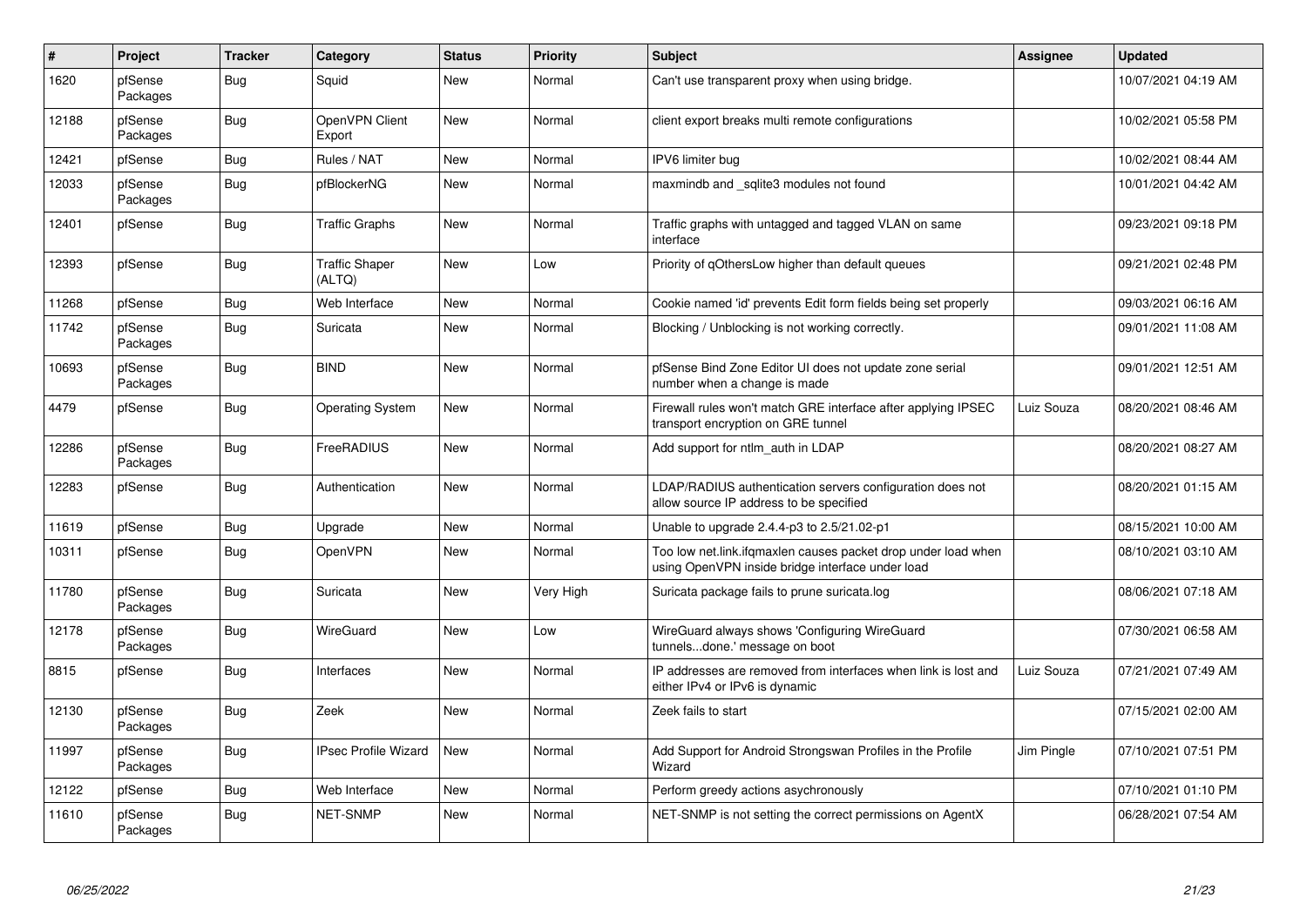| # | Project | Tracker | Category | Status | Priority | Subject | Assignee | Updated |
|---|---|---|---|---|---|---|---|---|
| 1620 | pfSense Packages | Bug | Squid | New | Normal | Can't use transparent proxy when using bridge. | | 10/07/2021 04:19 AM |
| 12188 | pfSense Packages | Bug | OpenVPN Client Export | New | Normal | client export breaks multi remote configurations | | 10/02/2021 05:58 PM |
| 12421 | pfSense | Bug | Rules / NAT | New | Normal | IPV6 limiter bug | | 10/02/2021 08:44 AM |
| 12033 | pfSense Packages | Bug | pfBlockerNG | New | Normal | maxmindb and _sqlite3 modules not found | | 10/01/2021 04:42 AM |
| 12401 | pfSense | Bug | Traffic Graphs | New | Normal | Traffic graphs with untagged and tagged VLAN on same interface | | 09/23/2021 09:18 PM |
| 12393 | pfSense | Bug | Traffic Shaper (ALTQ) | New | Low | Priority of qOthersLow higher than default queues | | 09/21/2021 02:48 PM |
| 11268 | pfSense | Bug | Web Interface | New | Normal | Cookie named 'id' prevents Edit form fields being set properly | | 09/03/2021 06:16 AM |
| 11742 | pfSense Packages | Bug | Suricata | New | Normal | Blocking / Unblocking is not working correctly. | | 09/01/2021 11:08 AM |
| 10693 | pfSense Packages | Bug | BIND | New | Normal | pfSense Bind Zone Editor UI does not update zone serial number when a change is made | | 09/01/2021 12:51 AM |
| 4479 | pfSense | Bug | Operating System | New | Normal | Firewall rules won't match GRE interface after applying IPSEC transport encryption on GRE tunnel | Luiz Souza | 08/20/2021 08:46 AM |
| 12286 | pfSense Packages | Bug | FreeRADIUS | New | Normal | Add support for ntlm_auth in LDAP | | 08/20/2021 08:27 AM |
| 12283 | pfSense | Bug | Authentication | New | Normal | LDAP/RADIUS authentication servers configuration does not allow source IP address to be specified | | 08/20/2021 01:15 AM |
| 11619 | pfSense | Bug | Upgrade | New | Normal | Unable to upgrade 2.4.4-p3 to 2.5/21.02-p1 | | 08/15/2021 10:00 AM |
| 10311 | pfSense | Bug | OpenVPN | New | Normal | Too low net.link.ifqmaxlen causes packet drop under load when using OpenVPN inside bridge interface under load | | 08/10/2021 03:10 AM |
| 11780 | pfSense Packages | Bug | Suricata | New | Very High | Suricata package fails to prune suricata.log | | 08/06/2021 07:18 AM |
| 12178 | pfSense Packages | Bug | WireGuard | New | Low | WireGuard always shows 'Configuring WireGuard tunnels...done.' message on boot | | 07/30/2021 06:58 AM |
| 8815 | pfSense | Bug | Interfaces | New | Normal | IP addresses are removed from interfaces when link is lost and either IPv4 or IPv6 is dynamic | Luiz Souza | 07/21/2021 07:49 AM |
| 12130 | pfSense Packages | Bug | Zeek | New | Normal | Zeek fails to start | | 07/15/2021 02:00 AM |
| 11997 | pfSense Packages | Bug | IPsec Profile Wizard | New | Normal | Add Support for Android Strongswan Profiles in the Profile Wizard | Jim Pingle | 07/10/2021 07:51 PM |
| 12122 | pfSense | Bug | Web Interface | New | Normal | Perform greedy actions asychronously | | 07/10/2021 01:10 PM |
| 11610 | pfSense Packages | Bug | NET-SNMP | New | Normal | NET-SNMP is not setting the correct permissions on AgentX | | 06/28/2021 07:54 AM |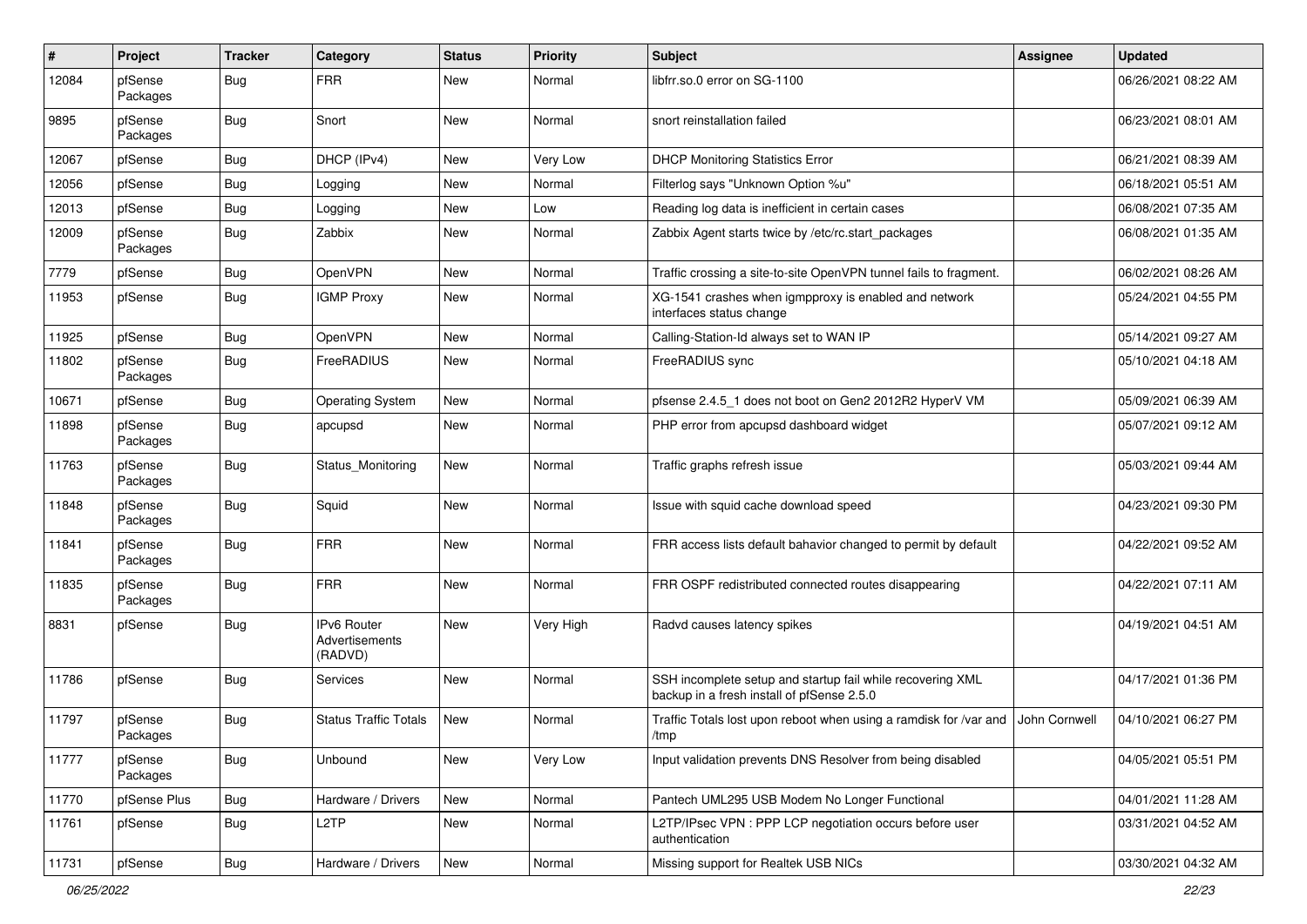| # | Project | Tracker | Category | Status | Priority | Subject | Assignee | Updated |
|---|---|---|---|---|---|---|---|---|
| 12084 | pfSense Packages | Bug | FRR | New | Normal | libfrr.so.0 error on SG-1100 | | 06/26/2021 08:22 AM |
| 9895 | pfSense Packages | Bug | Snort | New | Normal | snort reinstallation failed | | 06/23/2021 08:01 AM |
| 12067 | pfSense | Bug | DHCP (IPv4) | New | Very Low | DHCP Monitoring Statistics Error | | 06/21/2021 08:39 AM |
| 12056 | pfSense | Bug | Logging | New | Normal | Filterlog says "Unknown Option %u" | | 06/18/2021 05:51 AM |
| 12013 | pfSense | Bug | Logging | New | Low | Reading log data is inefficient in certain cases | | 06/08/2021 07:35 AM |
| 12009 | pfSense Packages | Bug | Zabbix | New | Normal | Zabbix Agent starts twice by /etc/rc.start_packages | | 06/08/2021 01:35 AM |
| 7779 | pfSense | Bug | OpenVPN | New | Normal | Traffic crossing a site-to-site OpenVPN tunnel fails to fragment. | | 06/02/2021 08:26 AM |
| 11953 | pfSense | Bug | IGMP Proxy | New | Normal | XG-1541 crashes when igmpproxy is enabled and network interfaces status change | | 05/24/2021 04:55 PM |
| 11925 | pfSense | Bug | OpenVPN | New | Normal | Calling-Station-Id always set to WAN IP | | 05/14/2021 09:27 AM |
| 11802 | pfSense Packages | Bug | FreeRADIUS | New | Normal | FreeRADIUS sync | | 05/10/2021 04:18 AM |
| 10671 | pfSense | Bug | Operating System | New | Normal | pfsense 2.4.5_1 does not boot on Gen2 2012R2 HyperV VM | | 05/09/2021 06:39 AM |
| 11898 | pfSense Packages | Bug | apcupsd | New | Normal | PHP error from apcupsd dashboard widget | | 05/07/2021 09:12 AM |
| 11763 | pfSense Packages | Bug | Status_Monitoring | New | Normal | Traffic graphs refresh issue | | 05/03/2021 09:44 AM |
| 11848 | pfSense Packages | Bug | Squid | New | Normal | Issue with squid cache download speed | | 04/23/2021 09:30 PM |
| 11841 | pfSense Packages | Bug | FRR | New | Normal | FRR access lists default bahavior changed to permit by default | | 04/22/2021 09:52 AM |
| 11835 | pfSense Packages | Bug | FRR | New | Normal | FRR OSPF redistributed connected routes disappearing | | 04/22/2021 07:11 AM |
| 8831 | pfSense | Bug | IPv6 Router Advertisements (RADVD) | New | Very High | Radvd causes latency spikes | | 04/19/2021 04:51 AM |
| 11786 | pfSense | Bug | Services | New | Normal | SSH incomplete setup and startup fail while recovering XML backup in a fresh install of pfSense 2.5.0 | | 04/17/2021 01:36 PM |
| 11797 | pfSense Packages | Bug | Status Traffic Totals | New | Normal | Traffic Totals lost upon reboot when using a ramdisk for /var and /tmp | John Cornwell | 04/10/2021 06:27 PM |
| 11777 | pfSense Packages | Bug | Unbound | New | Very Low | Input validation prevents DNS Resolver from being disabled | | 04/05/2021 05:51 PM |
| 11770 | pfSense Plus | Bug | Hardware / Drivers | New | Normal | Pantech UML295 USB Modem No Longer Functional | | 04/01/2021 11:28 AM |
| 11761 | pfSense | Bug | L2TP | New | Normal | L2TP/IPsec VPN : PPP LCP negotiation occurs before user authentication | | 03/31/2021 04:52 AM |
| 11731 | pfSense | Bug | Hardware / Drivers | New | Normal | Missing support for Realtek USB NICs | | 03/30/2021 04:32 AM |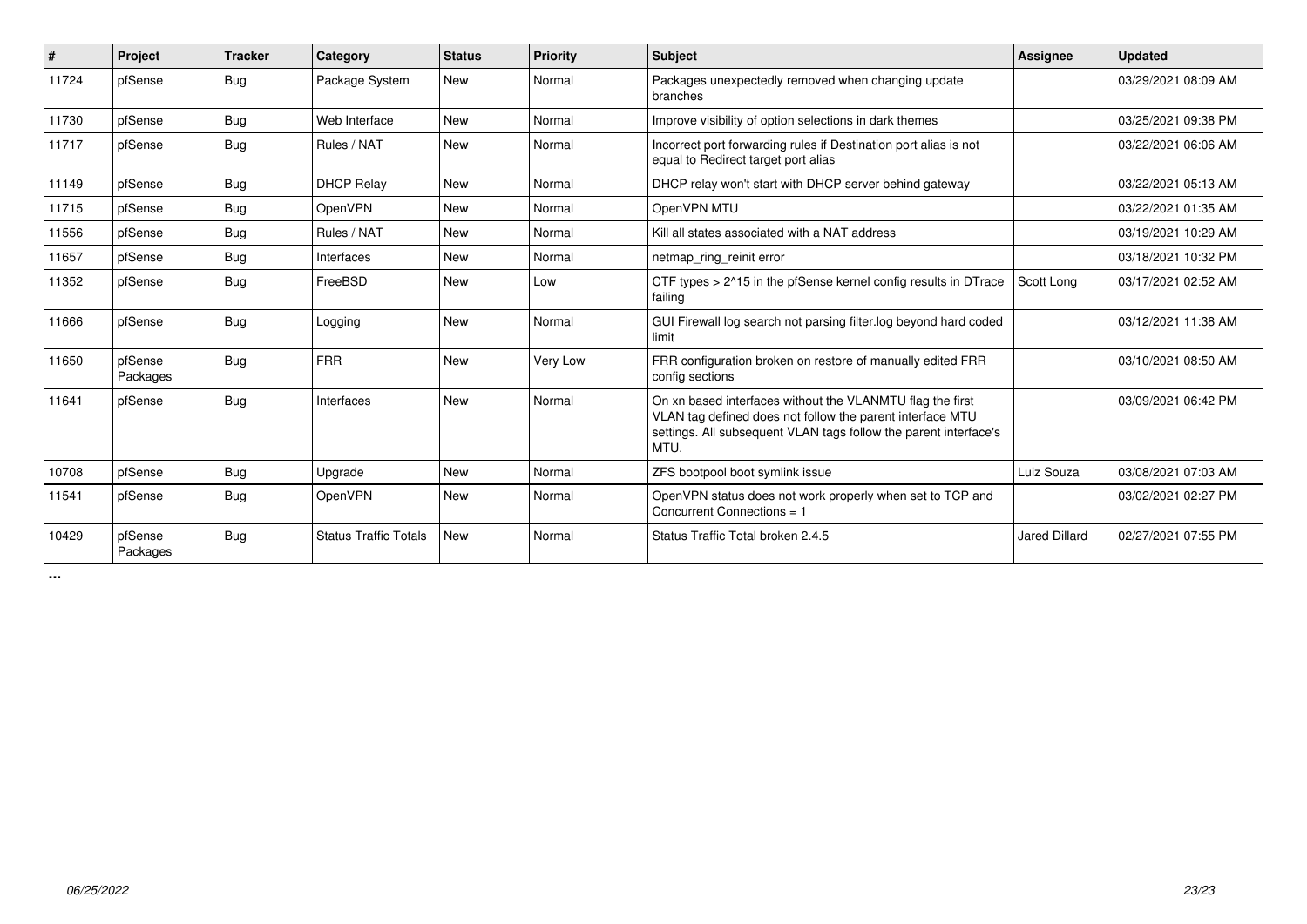| # | Project | Tracker | Category | Status | Priority | Subject | Assignee | Updated |
|---|---|---|---|---|---|---|---|---|
| 11724 | pfSense | Bug | Package System | New | Normal | Packages unexpectedly removed when changing update branches | | 03/29/2021 08:09 AM |
| 11730 | pfSense | Bug | Web Interface | New | Normal | Improve visibility of option selections in dark themes | | 03/25/2021 09:38 PM |
| 11717 | pfSense | Bug | Rules / NAT | New | Normal | Incorrect port forwarding rules if Destination port alias is not equal to Redirect target port alias | | 03/22/2021 06:06 AM |
| 11149 | pfSense | Bug | DHCP Relay | New | Normal | DHCP relay won't start with DHCP server behind gateway | | 03/22/2021 05:13 AM |
| 11715 | pfSense | Bug | OpenVPN | New | Normal | OpenVPN MTU | | 03/22/2021 01:35 AM |
| 11556 | pfSense | Bug | Rules / NAT | New | Normal | Kill all states associated with a NAT address | | 03/19/2021 10:29 AM |
| 11657 | pfSense | Bug | Interfaces | New | Normal | netmap_ring_reinit error | | 03/18/2021 10:32 PM |
| 11352 | pfSense | Bug | FreeBSD | New | Low | CTF types > 2^15 in the pfSense kernel config results in DTrace failing | Scott Long | 03/17/2021 02:52 AM |
| 11666 | pfSense | Bug | Logging | New | Normal | GUI Firewall log search not parsing filter.log beyond hard coded limit | | 03/12/2021 11:38 AM |
| 11650 | pfSense Packages | Bug | FRR | New | Very Low | FRR configuration broken on restore of manually edited FRR config sections | | 03/10/2021 08:50 AM |
| 11641 | pfSense | Bug | Interfaces | New | Normal | On xn based interfaces without the VLANMTU flag the first VLAN tag defined does not follow the parent interface MTU settings. All subsequent VLAN tags follow the parent interface's MTU. | | 03/09/2021 06:42 PM |
| 10708 | pfSense | Bug | Upgrade | New | Normal | ZFS bootpool boot symlink issue | Luiz Souza | 03/08/2021 07:03 AM |
| 11541 | pfSense | Bug | OpenVPN | New | Normal | OpenVPN status does not work properly when set to TCP and Concurrent Connections = 1 | | 03/02/2021 02:27 PM |
| 10429 | pfSense Packages | Bug | Status Traffic Totals | New | Normal | Status Traffic Total broken 2.4.5 | Jared Dillard | 02/27/2021 07:55 PM |

...